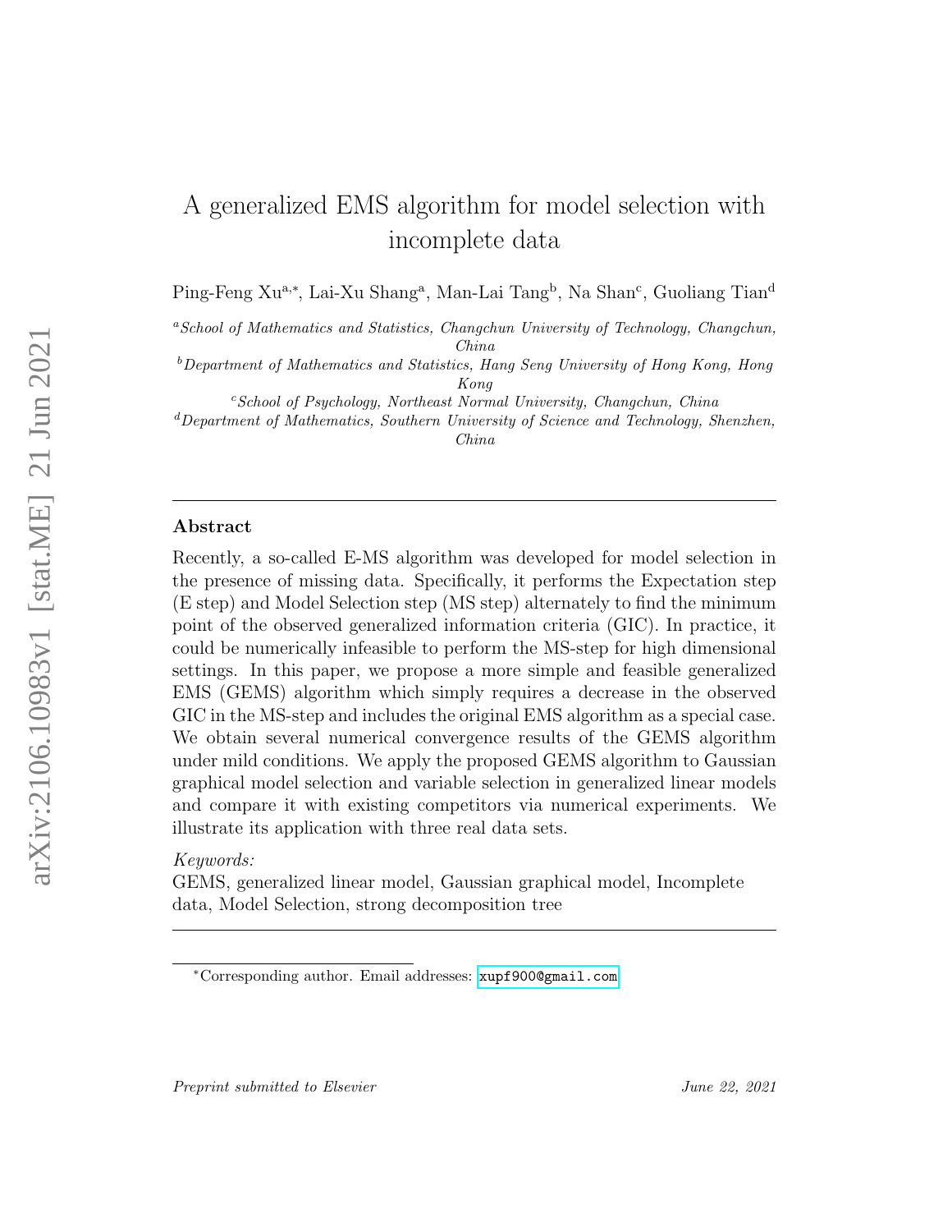# A generalized EMS algorithm for model selection with incomplete data

Ping-Feng Xu[a,*], Lai-Xu Shang[a], Man-Lai Tang[b], Na Shan[c], Guoliang Tian[d]

[a] *School of Mathematics and Statistics, Changchun University of Technology, Changchun, China*

[b] *Department of Mathematics and Statistics, Hang Seng University of Hong Kong, Hong Kong*

[c] *School of Psychology, Northeast Normal University, Changchun, China*

[d] *Department of Mathematics, Southern University of Science and Technology, Shenzhen, China*

---

## Abstract

Recently, a so-called E-MS algorithm was developed for model selection in the presence of missing data. Specifically, it performs the Expectation step (E step) and Model Selection step (MS step) alternately to find the minimum point of the observed generalized information criteria (GIC). In practice, it could be numerically infeasible to perform the MS-step for high dimensional settings. In this paper, we propose a more simple and feasible generalized EMS (GEMS) algorithm which simply requires a decrease in the observed GIC in the MS-step and includes the original EMS algorithm as a special case. We obtain several numerical convergence results of the GEMS algorithm under mild conditions. We apply the proposed GEMS algorithm to Gaussian graphical model selection and variable selection in generalized linear models and compare it with existing competitors via numerical experiments. We illustrate its application with three real data sets.

*Keywords:*
GEMS, generalized linear model, Gaussian graphical model, Incomplete data, Model Selection, strong decomposition tree

---

*Corresponding author. Email addresses: xupf900@gmail.com

*Preprint submitted to Elsevier* June 22, 2021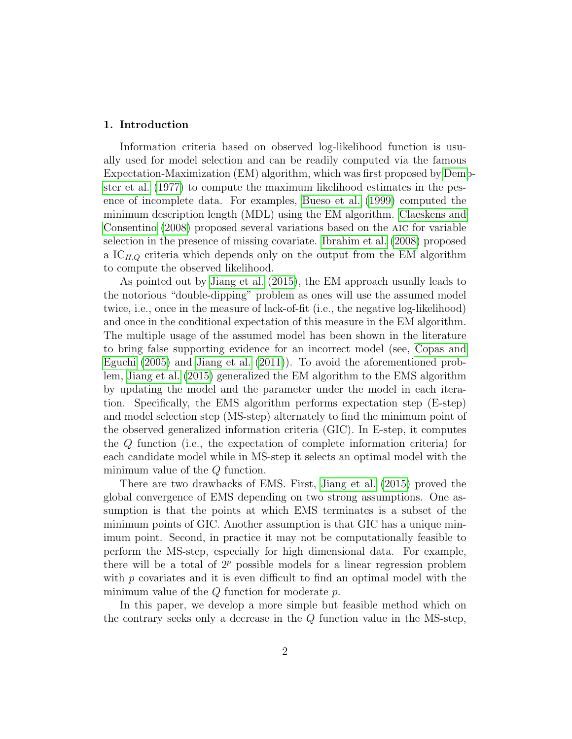## 1. Introduction

Information criteria based on observed log-likelihood function is usually used for model selection and can be readily computed via the famous Expectation-Maximization (EM) algorithm, which was first proposed by Dempster et al. (1977) to compute the maximum likelihood estimates in the pesence of incomplete data. For examples, Bueso et al. (1999) computed the minimum description length (MDL) using the EM algorithm. Claeskens and Consentino (2008) proposed several variations based on the AIC for variable selection in the presence of missing covariate. Ibrahim et al. (2008) proposed a $\text{IC}_{H,Q}$ criteria which depends only on the output from the EM algorithm to compute the observed likelihood.

As pointed out by Jiang et al. (2015), the EM approach usually leads to the notorious "double-dipping" problem as ones will use the assumed model twice, i.e., once in the measure of lack-of-fit (i.e., the negative log-likelihood) and once in the conditional expectation of this measure in the EM algorithm. The multiple usage of the assumed model has been shown in the literature to bring false supporting evidence for an incorrect model (see, Copas and Eguchi (2005) and Jiang et al. (2011)). To avoid the aforementioned problem, Jiang et al. (2015) generalized the EM algorithm to the EMS algorithm by updating the model and the parameter under the model in each iteration. Specifically, the EMS algorithm performs expectation step (E-step) and model selection step (MS-step) alternately to find the minimum point of the observed generalized information criteria (GIC). In E-step, it computes the $Q$ function (i.e., the expectation of complete information criteria) for each candidate model while in MS-step it selects an optimal model with the minimum value of the $Q$ function.

There are two drawbacks of EMS. First, Jiang et al. (2015) proved the global convergence of EMS depending on two strong assumptions. One assumption is that the points at which EMS terminates is a subset of the minimum points of GIC. Another assumption is that GIC has a unique minimum point. Second, in practice it may not be computationally feasible to perform the MS-step, especially for high dimensional data. For example, there will be a total of $2^p$ possible models for a linear regression problem with $p$ covariates and it is even difficult to find an optimal model with the minimum value of the $Q$ function for moderate $p$.

In this paper, we develop a more simple but feasible method which on the contrary seeks only a decrease in the $Q$ function value in the MS-step,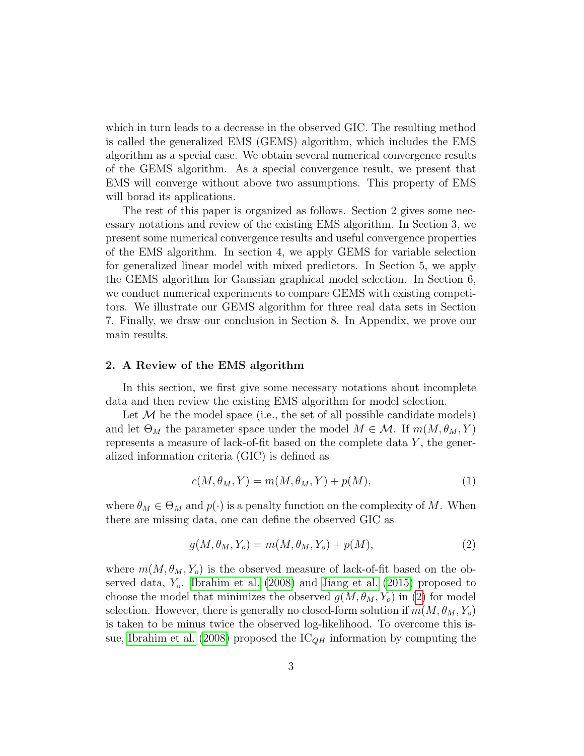which in turn leads to a decrease in the observed GIC. The resulting method is called the generalized EMS (GEMS) algorithm, which includes the EMS algorithm as a special case. We obtain several numerical convergence results of the GEMS algorithm. As a special convergence result, we present that EMS will converge without above two assumptions. This property of EMS will borad its applications.

The rest of this paper is organized as follows. Section 2 gives some necessary notations and review of the existing EMS algorithm. In Section 3, we present some numerical convergence results and useful convergence properties of the EMS algorithm. In section 4, we apply GEMS for variable selection for generalized linear model with mixed predictors. In Section 5, we apply the GEMS algorithm for Gaussian graphical model selection. In Section 6, we conduct numerical experiments to compare GEMS with existing competitors. We illustrate our GEMS algorithm for three real data sets in Section 7. Finally, we draw our conclusion in Section 8. In Appendix, we prove our main results.

## 2. A Review of the EMS algorithm

In this section, we first give some necessary notations about incomplete data and then review the existing EMS algorithm for model selection.

Let $\mathcal{M}$ be the model space (i.e., the set of all possible candidate models) and let $\Theta_M$ the parameter space under the model $M \in \mathcal{M}$. If $m(M, \theta_M, Y)$ represents a measure of lack-of-fit based on the complete data $Y$, the generalized information criteria (GIC) is defined as

$$c(M, \theta_M, Y) = m(M, \theta_M, Y) + p(M), \tag{1}$$

where $\theta_M \in \Theta_M$ and $p(\cdot)$ is a penalty function on the complexity of $M$. When there are missing data, one can define the observed GIC as

$$g(M, \theta_M, Y_o) = m(M, \theta_M, Y_o) + p(M), \tag{2}$$

where $m(M, \theta_M, Y_o)$ is the observed measure of lack-of-fit based on the observed data, $Y_o$. Ibrahim et al. (2008) and Jiang et al. (2015) proposed to choose the model that minimizes the observed $g(M, \theta_M, Y_o)$ in (2) for model selection. However, there is generally no closed-form solution if $m(M, \theta_M, Y_o)$ is taken to be minus twice the observed log-likelihood. To overcome this issue, Ibrahim et al. (2008) proposed the $\mathrm{IC}_{QH}$ information by computing the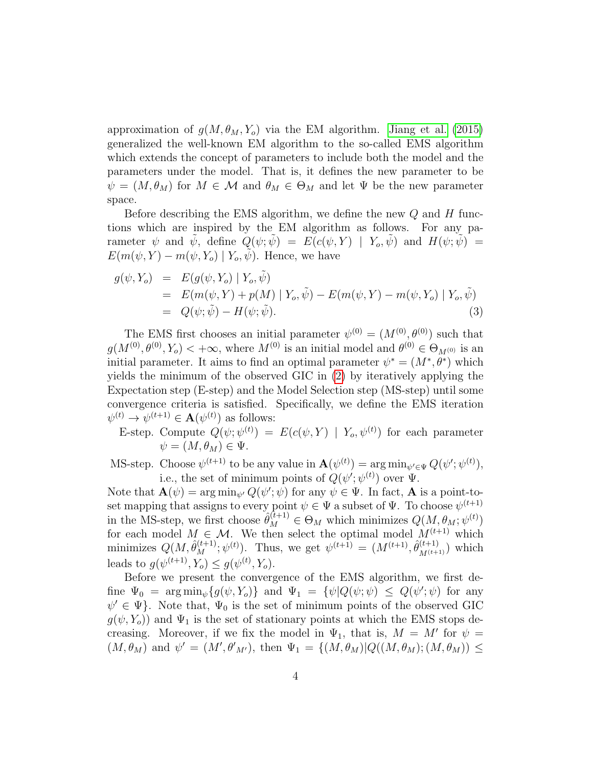approximation of $g(M, \theta_M, Y_o)$ via the EM algorithm. Jiang et al. (2015) generalized the well-known EM algorithm to the so-called EMS algorithm which extends the concept of parameters to include both the model and the parameters under the model. That is, it defines the new parameter to be $\psi = (M, \theta_M)$ for $M \in \mathcal{M}$ and $\theta_M \in \Theta_M$ and let $\Psi$ be the new parameter space.

Before describing the EMS algorithm, we define the new $Q$ and $H$ functions which are inspired by the EM algorithm as follows. For any parameter $\psi$ and $\tilde{\psi}$, define $Q(\psi; \tilde{\psi}) = E(c(\psi, Y) \mid Y_o, \tilde{\psi})$ and $H(\psi; \tilde{\psi}) = E(m(\psi, Y) - m(\psi, Y_o) \mid Y_o, \tilde{\psi})$. Hence, we have

$$
\begin{aligned}
g(\psi, Y_o) &= E(g(\psi, Y_o) \mid Y_o, \tilde{\psi}) \\
&= E(m(\psi, Y) + p(M) \mid Y_o, \tilde{\psi}) - E(m(\psi, Y) - m(\psi, Y_o) \mid Y_o, \tilde{\psi}) \\
&= Q(\psi; \tilde{\psi}) - H(\psi; \tilde{\psi}). \qquad (3)
\end{aligned}
$$

The EMS first chooses an initial parameter $\psi^{(0)} = (M^{(0)}, \theta^{(0)})$ such that $g(M^{(0)}, \theta^{(0)}, Y_o) < +\infty$, where $M^{(0)}$ is an initial model and $\theta^{(0)} \in \Theta_{M^{(0)}}$ is an initial parameter. It aims to find an optimal parameter $\psi^* = (M^*, \theta^*)$ which yields the minimum of the observed GIC in (2) by iteratively applying the Expectation step (E-step) and the Model Selection step (MS-step) until some convergence criteria is satisfied. Specifically, we define the EMS iteration $\psi^{(t)} \to \psi^{(t+1)} \in \mathbf{A}(\psi^{(t)})$ as follows:

- E-step. Compute $Q(\psi; \psi^{(t)}) = E(c(\psi, Y) \mid Y_o, \psi^{(t)})$ for each parameter $\psi = (M, \theta_M) \in \Psi$.
- MS-step. Choose $\psi^{(t+1)}$ to be any value in $\mathbf{A}(\psi^{(t)}) = \arg\min_{\psi' \in \Psi} Q(\psi'; \psi^{(t)})$, i.e., the set of minimum points of $Q(\psi'; \psi^{(t)})$ over $\Psi$.

Note that $\mathbf{A}(\psi) = \arg\min_{\psi'} Q(\psi'; \psi)$ for any $\psi \in \Psi$. In fact, $\mathbf{A}$ is a point-to-set mapping that assigns to every point $\psi \in \Psi$ a subset of $\Psi$. To choose $\psi^{(t+1)}$ in the MS-step, we first choose $\hat{\theta}_M^{(t+1)} \in \Theta_M$ which minimizes $Q(M, \theta_M; \psi^{(t)})$ for each model $M \in \mathcal{M}$. We then select the optimal model $M^{(t+1)}$ which minimizes $Q(M, \hat{\theta}_M^{(t+1)}; \psi^{(t)})$. Thus, we get $\psi^{(t+1)} = (M^{(t+1)}, \hat{\theta}_{M^{(t+1)}}^{(t+1)})$ which leads to $g(\psi^{(t+1)}, Y_o) \leq g(\psi^{(t)}, Y_o)$.

Before we present the convergence of the EMS algorithm, we first define $\Psi_0 = \arg\min_{\psi}\{g(\psi, Y_o)\}$ and $\Psi_1 = \{\psi | Q(\psi; \psi) \leq Q(\psi'; \psi)$ for any $\psi' \in \Psi\}$. Note that, $\Psi_0$ is the set of minimum points of the observed GIC $g(\psi, Y_o))$ and $\Psi_1$ is the set of stationary points at which the EMS stops decreasing. Moreover, if we fix the model in $\Psi_1$, that is, $M = M'$ for $\psi = (M, \theta_M)$ and $\psi' = (M', \theta'_{M'})$, then $\Psi_1 = \{(M, \theta_M) | Q((M, \theta_M); (M, \theta_M)) \leq$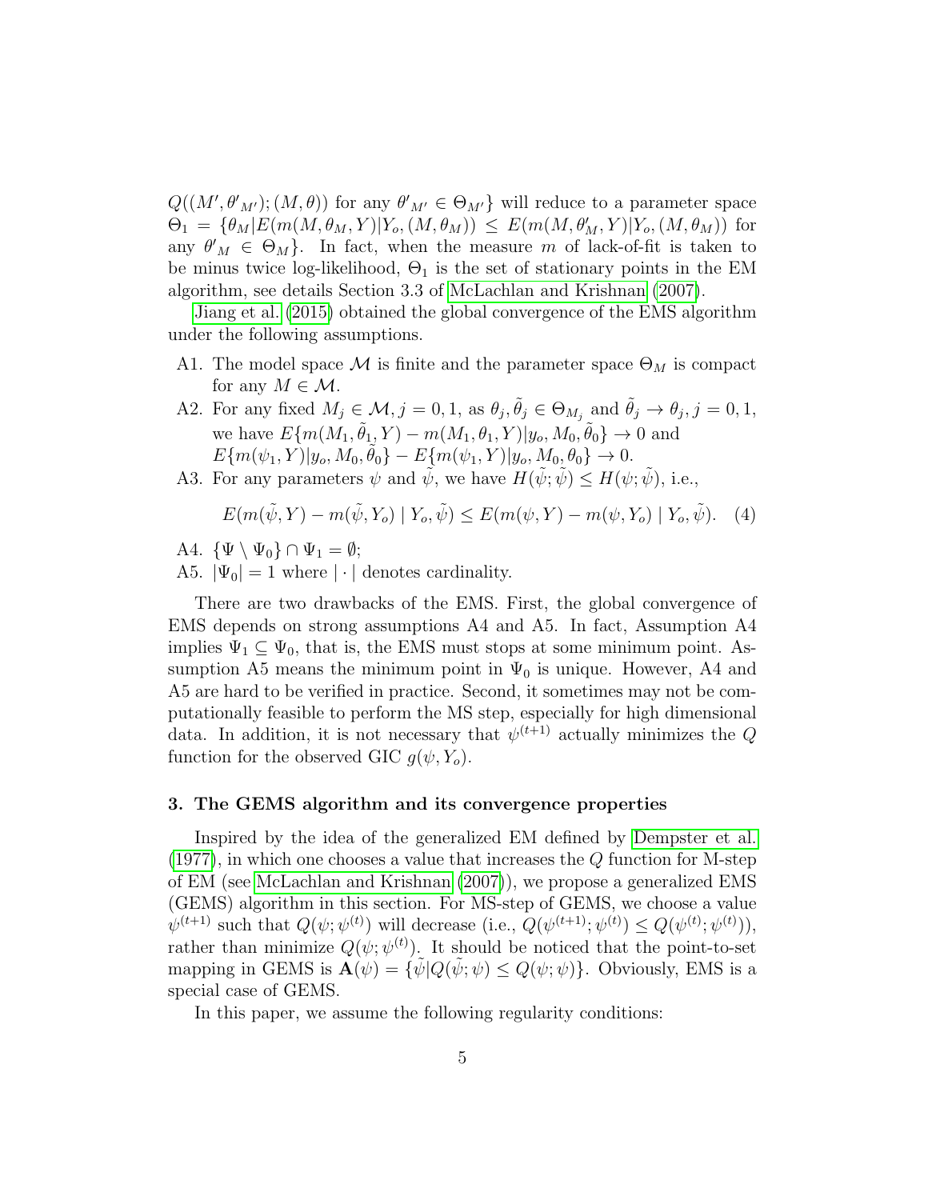$Q((M', \theta'_{M'}); (M, \theta))$ for any $\theta'_{M'} \in \Theta_{M'}\}$ will reduce to a parameter space $\Theta_1 = \{\theta_M | E(m(M, \theta_M, Y)|Y_o, (M, \theta_M)) \leq E(m(M, \theta'_M, Y)|Y_o, (M, \theta_M))$ for any $\theta'_M \in \Theta_M\}$. In fact, when the measure $m$ of lack-of-fit is taken to be minus twice log-likelihood, $\Theta_1$ is the set of stationary points in the EM algorithm, see details Section 3.3 of McLachlan and Krishnan (2007).

Jiang et al. (2015) obtained the global convergence of the EMS algorithm under the following assumptions.

- A1. The model space $\mathcal{M}$ is finite and the parameter space $\Theta_M$ is compact for any $M \in \mathcal{M}$.
- A2. For any fixed $M_j \in \mathcal{M}, j = 0, 1$, as $\theta_j, \tilde{\theta}_j \in \Theta_{M_j}$ and $\tilde{\theta}_j \to \theta_j, j = 0, 1$, we have $E\{m(M_1, \tilde{\theta}_1, Y) - m(M_1, \theta_1, Y)|y_o, M_0, \tilde{\theta}_0\} \to 0$ and $E\{m(\psi_1, Y)|y_o, M_0, \tilde{\theta}_0\} - E\{m(\psi_1, Y)|y_o, M_0, \theta_0\} \to 0$.
- A3. For any parameters $\psi$ and $\tilde{\psi}$, we have $H(\tilde{\psi}; \tilde{\psi}) \leq H(\psi; \tilde{\psi})$, i.e.,

$$E(m(\tilde{\psi}, Y) - m(\tilde{\psi}, Y_o) \mid Y_o, \tilde{\psi}) \leq E(m(\psi, Y) - m(\psi, Y_o) \mid Y_o, \tilde{\psi}). \quad (4)$$

- A4. $\{\Psi \setminus \Psi_0\} \cap \Psi_1 = \emptyset$;
- A5. $|\Psi_0| = 1$ where $|\cdot|$ denotes cardinality.

There are two drawbacks of the EMS. First, the global convergence of EMS depends on strong assumptions A4 and A5. In fact, Assumption A4 implies $\Psi_1 \subseteq \Psi_0$, that is, the EMS must stops at some minimum point. Assumption A5 means the minimum point in $\Psi_0$ is unique. However, A4 and A5 are hard to be verified in practice. Second, it sometimes may not be computationally feasible to perform the MS step, especially for high dimensional data. In addition, it is not necessary that $\psi^{(t+1)}$ actually minimizes the $Q$ function for the observed GIC $g(\psi, Y_o)$.

## 3. The GEMS algorithm and its convergence properties

Inspired by the idea of the generalized EM defined by Dempster et al. (1977), in which one chooses a value that increases the $Q$ function for M-step of EM (see McLachlan and Krishnan (2007)), we propose a generalized EMS (GEMS) algorithm in this section. For MS-step of GEMS, we choose a value $\psi^{(t+1)}$ such that $Q(\psi; \psi^{(t)})$ will decrease (i.e., $Q(\psi^{(t+1)}; \psi^{(t)}) \leq Q(\psi^{(t)}; \psi^{(t)})$), rather than minimize $Q(\psi; \psi^{(t)})$. It should be noticed that the point-to-set mapping in GEMS is $\mathbf{A}(\psi) = \{\tilde{\psi} | Q(\tilde{\psi}; \psi) \leq Q(\psi; \psi)\}$. Obviously, EMS is a special case of GEMS.

In this paper, we assume the following regularity conditions: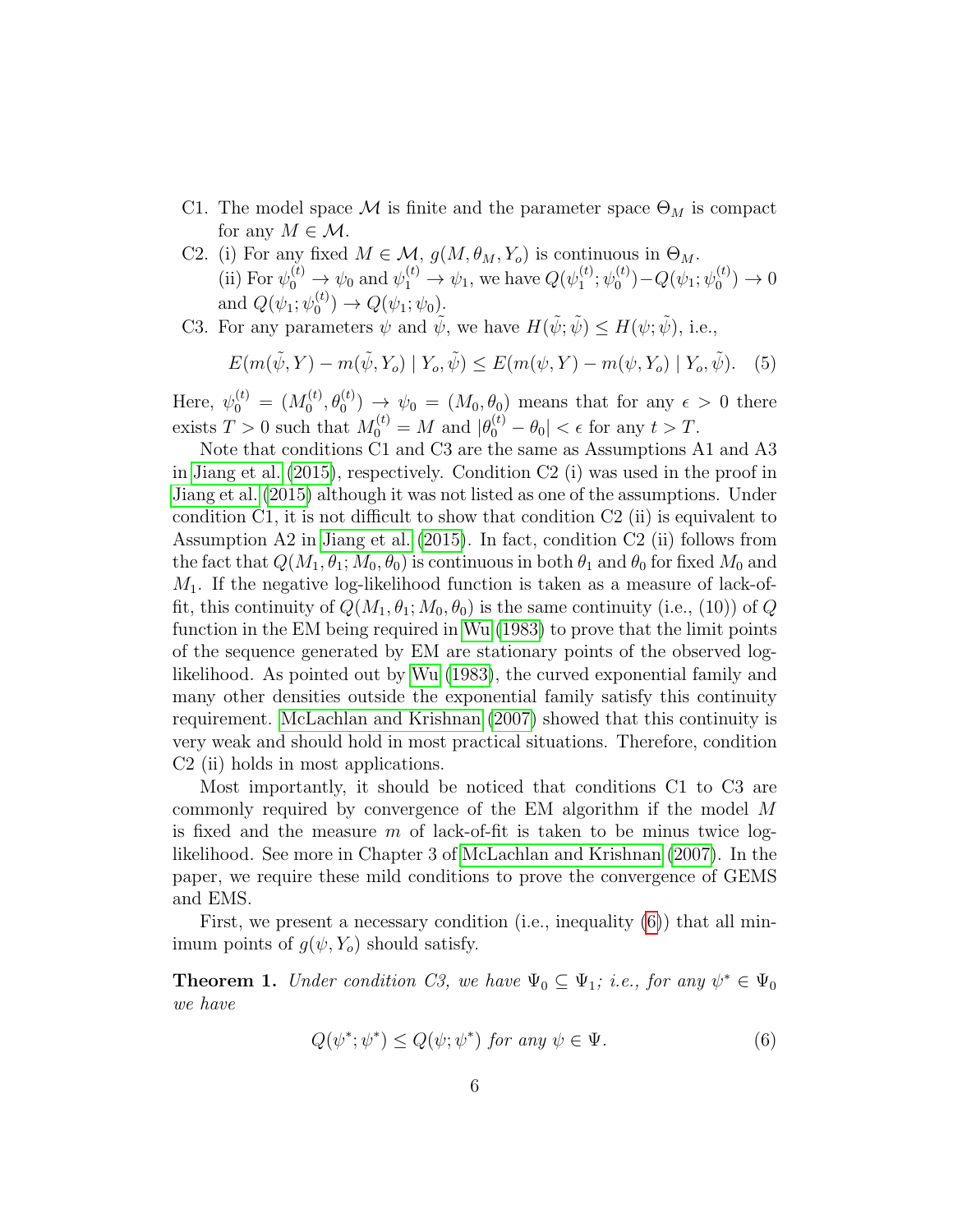C1. The model space $\mathcal{M}$ is finite and the parameter space $\Theta_M$ is compact for any $M \in \mathcal{M}$.

C2. (i) For any fixed $M \in \mathcal{M}$, $g(M, \theta_M, Y_o)$ is continuous in $\Theta_M$.
(ii) For $\psi_0^{(t)} \to \psi_0$ and $\psi_1^{(t)} \to \psi_1$, we have $Q(\psi_1^{(t)}; \psi_0^{(t)}) - Q(\psi_1; \psi_0^{(t)}) \to 0$ and $Q(\psi_1; \psi_0^{(t)}) \to Q(\psi_1; \psi_0)$.

C3. For any parameters $\psi$ and $\tilde{\psi}$, we have $H(\tilde{\psi}; \tilde{\psi}) \leq H(\psi; \tilde{\psi})$, i.e.,

$$E(m(\tilde{\psi}, Y) - m(\tilde{\psi}, Y_o) \mid Y_o, \tilde{\psi}) \leq E(m(\psi, Y) - m(\psi, Y_o) \mid Y_o, \tilde{\psi}). \quad (5)$$

Here, $\psi_0^{(t)} = (M_0^{(t)}, \theta_0^{(t)}) \to \psi_0 = (M_0, \theta_0)$ means that for any $\epsilon > 0$ there exists $T > 0$ such that $M_0^{(t)} = M$ and $|\theta_0^{(t)} - \theta_0| < \epsilon$ for any $t > T$.

Note that conditions C1 and C3 are the same as Assumptions A1 and A3 in Jiang et al. (2015), respectively. Condition C2 (i) was used in the proof in Jiang et al. (2015) although it was not listed as one of the assumptions. Under condition C1, it is not difficult to show that condition C2 (ii) is equivalent to Assumption A2 in Jiang et al. (2015). In fact, condition C2 (ii) follows from the fact that $Q(M_1, \theta_1; M_0, \theta_0)$ is continuous in both $\theta_1$ and $\theta_0$ for fixed $M_0$ and $M_1$. If the negative log-likelihood function is taken as a measure of lack-of-fit, this continuity of $Q(M_1, \theta_1; M_0, \theta_0)$ is the same continuity (i.e., (10)) of $Q$ function in the EM being required in Wu (1983) to prove that the limit points of the sequence generated by EM are stationary points of the observed log-likelihood. As pointed out by Wu (1983), the curved exponential family and many other densities outside the exponential family satisfy this continuity requirement. McLachlan and Krishnan (2007) showed that this continuity is very weak and should hold in most practical situations. Therefore, condition C2 (ii) holds in most applications.

Most importantly, it should be noticed that conditions C1 to C3 are commonly required by convergence of the EM algorithm if the model $M$ is fixed and the measure $m$ of lack-of-fit is taken to be minus twice log-likelihood. See more in Chapter 3 of McLachlan and Krishnan (2007). In the paper, we require these mild conditions to prove the convergence of GEMS and EMS.

First, we present a necessary condition (i.e., inequality (6)) that all minimum points of $g(\psi, Y_o)$ should satisfy.

**Theorem 1.** *Under condition C3, we have $\Psi_0 \subseteq \Psi_1$; i.e., for any $\psi^* \in \Psi_0$ we have*

$$Q(\psi^*; \psi^*) \leq Q(\psi; \psi^*) \text{ for any } \psi \in \Psi. \quad (6)$$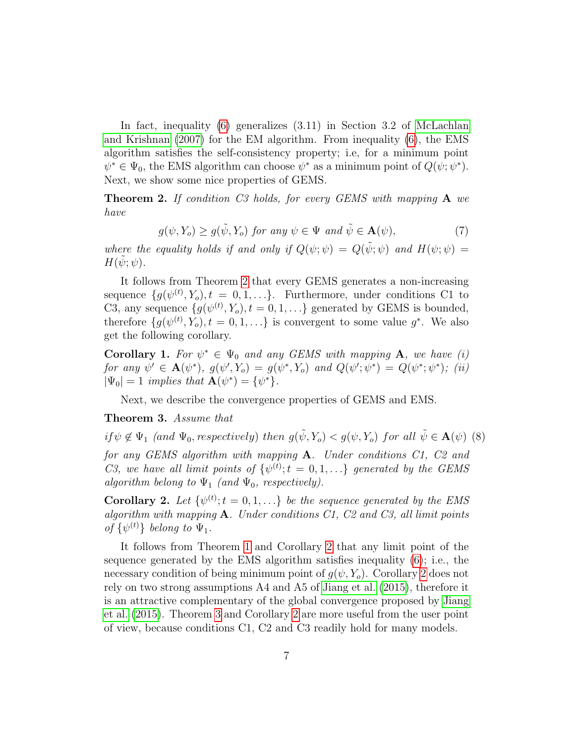In fact, inequality (6) generalizes (3.11) in Section 3.2 of McLachlan and Krishnan (2007) for the EM algorithm. From inequality (6), the EMS algorithm satisfies the self-consistency property; i.e, for a minimum point $\psi^* \in \Psi_0$, the EMS algorithm can choose $\psi^*$ as a minimum point of $Q(\psi; \psi^*)$. Next, we show some nice properties of GEMS.

**Theorem 2.** *If condition C3 holds, for every GEMS with mapping* $\mathbf{A}$ *we have*

$$g(\psi, Y_o) \geq g(\tilde{\psi}, Y_o) \text{ for any } \psi \in \Psi \text{ and } \tilde{\psi} \in \mathbf{A}(\psi), \tag{7}$$

*where the equality holds if and only if* $Q(\psi; \psi) = Q(\tilde{\psi}; \psi)$ *and* $H(\psi; \psi) = H(\tilde{\psi}; \psi)$.

It follows from Theorem 2 that every GEMS generates a non-increasing sequence $\{g(\psi^{(t)}, Y_o), t = 0, 1, \ldots\}$. Furthermore, under conditions C1 to C3, any sequence $\{g(\psi^{(t)}, Y_o), t = 0, 1, \ldots\}$ generated by GEMS is bounded, therefore $\{g(\psi^{(t)}, Y_o), t = 0, 1, \ldots\}$ is convergent to some value $g^*$. We also get the following corollary.

**Corollary 1.** *For* $\psi^* \in \Psi_0$ *and any GEMS with mapping* $\mathbf{A}$*, we have (i) for any* $\psi' \in \mathbf{A}(\psi^*)$*,* $g(\psi', Y_o) = g(\psi^*, Y_o)$ *and* $Q(\psi'; \psi^*) = Q(\psi^*; \psi^*)$*; (ii)* $|\Psi_0| = 1$ *implies that* $\mathbf{A}(\psi^*) = \{\psi^*\}$.

Next, we describe the convergence properties of GEMS and EMS.

**Theorem 3.** *Assume that*

$$\text{if } \psi \notin \Psi_1 \text{ (and } \Psi_0, \text{respectively) then } g(\tilde{\psi}, Y_o) < g(\psi, Y_o) \text{ for all } \tilde{\psi} \in \mathbf{A}(\psi) \tag{8}$$

*for any GEMS algorithm with mapping* $\mathbf{A}$*. Under conditions C1, C2 and C3, we have all limit points of* $\{\psi^{(t)}; t = 0, 1, \ldots\}$ *generated by the GEMS algorithm belong to* $\Psi_1$ *(and* $\Psi_0$*, respectively).*

**Corollary 2.** *Let* $\{\psi^{(t)}; t = 0, 1, \ldots\}$ *be the sequence generated by the EMS algorithm with mapping* $\mathbf{A}$*. Under conditions C1, C2 and C3, all limit points of* $\{\psi^{(t)}\}$ *belong to* $\Psi_1$.

It follows from Theorem 1 and Corollary 2 that any limit point of the sequence generated by the EMS algorithm satisfies inequality (6); i.e., the necessary condition of being minimum point of $g(\psi, Y_o)$. Corollary 2 does not rely on two strong assumptions A4 and A5 of Jiang et al. (2015), therefore it is an attractive complementary of the global convergence proposed by Jiang et al. (2015). Theorem 3 and Corollary 2 are more useful from the user point of view, because conditions C1, C2 and C3 readily hold for many models.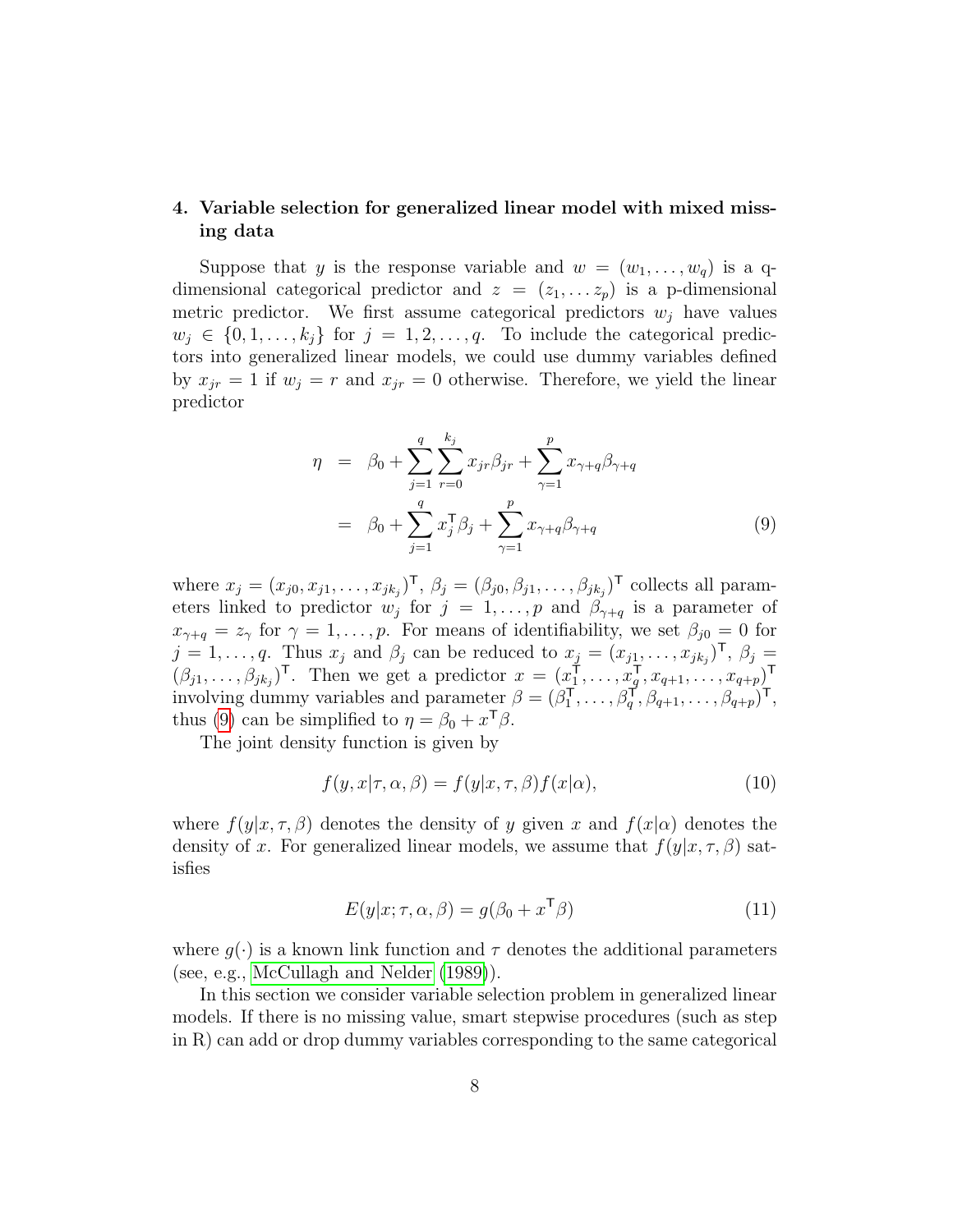## 4. Variable selection for generalized linear model with mixed missing data

Suppose that $y$ is the response variable and $w = (w_1, \ldots, w_q)$ is a q-dimensional categorical predictor and $z = (z_1, \ldots z_p)$ is a p-dimensional metric predictor. We first assume categorical predictors $w_j$ have values $w_j \in \{0, 1, \ldots, k_j\}$ for $j = 1, 2, \ldots, q$. To include the categorical predictors into generalized linear models, we could use dummy variables defined by $x_{jr} = 1$ if $w_j = r$ and $x_{jr} = 0$ otherwise. Therefore, we yield the linear predictor

$$
\begin{aligned}
\eta &= \beta_0 + \sum_{j=1}^{q} \sum_{r=0}^{k_j} x_{jr}\beta_{jr} + \sum_{\gamma=1}^{p} x_{\gamma+q}\beta_{\gamma+q} \\
&= \beta_0 + \sum_{j=1}^{q} x_j^{\mathsf{T}}\beta_j + \sum_{\gamma=1}^{p} x_{\gamma+q}\beta_{\gamma+q} \qquad (9)
\end{aligned}
$$

where $x_j = (x_{j0}, x_{j1}, \ldots, x_{jk_j})^{\mathsf{T}}$, $\beta_j = (\beta_{j0}, \beta_{j1}, \ldots, \beta_{jk_j})^{\mathsf{T}}$ collects all parameters linked to predictor $w_j$ for $j = 1, \ldots, p$ and $\beta_{\gamma+q}$ is a parameter of $x_{\gamma+q} = z_\gamma$ for $\gamma = 1, \ldots, p$. For means of identifiability, we set $\beta_{j0} = 0$ for $j = 1, \ldots, q$. Thus $x_j$ and $\beta_j$ can be reduced to $x_j = (x_{j1}, \ldots, x_{jk_j})^{\mathsf{T}}$, $\beta_j = (\beta_{j1}, \ldots, \beta_{jk_j})^{\mathsf{T}}$. Then we get a predictor $x = (x_1^{\mathsf{T}}, \ldots, x_q^{\mathsf{T}}, x_{q+1}, \ldots, x_{q+p})^{\mathsf{T}}$ involving dummy variables and parameter $\beta = (\beta_1^{\mathsf{T}}, \ldots, \beta_q^{\mathsf{T}}, \beta_{q+1}, \ldots, \beta_{q+p})^{\mathsf{T}}$, thus (9) can be simplified to $\eta = \beta_0 + x^{\mathsf{T}}\beta$.

The joint density function is given by

$$
f(y, x|\tau, \alpha, \beta) = f(y|x, \tau, \beta)f(x|\alpha), \qquad (10)
$$

where $f(y|x, \tau, \beta)$ denotes the density of $y$ given $x$ and $f(x|\alpha)$ denotes the density of $x$. For generalized linear models, we assume that $f(y|x, \tau, \beta)$ satisfies

$$
E(y|x; \tau, \alpha, \beta) = g(\beta_0 + x^{\mathsf{T}}\beta) \qquad (11)
$$

where $g(\cdot)$ is a known link function and $\tau$ denotes the additional parameters (see, e.g., McCullagh and Nelder (1989)).

In this section we consider variable selection problem in generalized linear models. If there is no missing value, smart stepwise procedures (such as step in R) can add or drop dummy variables corresponding to the same categorical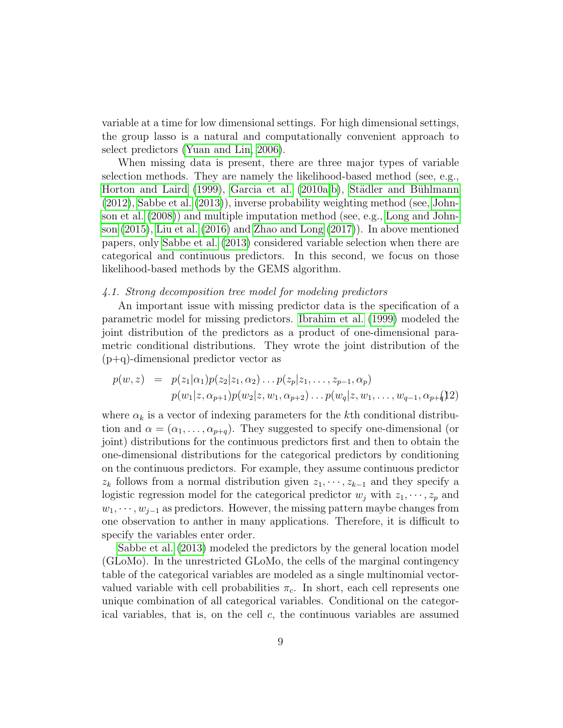variable at a time for low dimensional settings. For high dimensional settings, the group lasso is a natural and computationally convenient approach to select predictors (Yuan and Lin, 2006).

When missing data is present, there are three major types of variable selection methods. They are namely the likelihood-based method (see, e.g., Horton and Laird (1999), Garcia et al. (2010a,b), Städler and Bühlmann (2012), Sabbe et al. (2013)), inverse probability weighting method (see, Johnson et al. (2008)) and multiple imputation method (see, e.g., Long and Johnson (2015), Liu et al. (2016) and Zhao and Long (2017)). In above mentioned papers, only Sabbe et al. (2013) considered variable selection when there are categorical and continuous predictors. In this second, we focus on those likelihood-based methods by the GEMS algorithm.

### *4.1. Strong decomposition tree model for modeling predictors*

An important issue with missing predictor data is the specification of a parametric model for missing predictors. Ibrahim et al. (1999) modeled the joint distribution of the predictors as a product of one-dimensional parametric conditional distributions. They wrote the joint distribution of the (p+q)-dimensional predictor vector as

$$
\begin{aligned}
p(w, z) \;=\; & p(z_1|\alpha_1)p(z_2|z_1, \alpha_2)\dots p(z_p|z_1, \dots, z_{p-1}, \alpha_p) \\
& p(w_1|z, \alpha_{p+1})p(w_2|z, w_1, \alpha_{p+2})\dots p(w_q|z, w_1, \dots, w_{q-1}, \alpha_{p+q}) \quad (12)
\end{aligned}
$$

where $\alpha_k$ is a vector of indexing parameters for the $k$th conditional distribution and $\alpha = (\alpha_1, \dots, \alpha_{p+q})$. They suggested to specify one-dimensional (or joint) distributions for the continuous predictors first and then to obtain the one-dimensional distributions for the categorical predictors by conditioning on the continuous predictors. For example, they assume continuous predictor $z_k$ follows from a normal distribution given $z_1, \cdots, z_{k-1}$ and they specify a logistic regression model for the categorical predictor $w_j$ with $z_1, \cdots, z_p$ and $w_1, \cdots, w_{j-1}$ as predictors. However, the missing pattern maybe changes from one observation to anther in many applications. Therefore, it is difficult to specify the variables enter order.

Sabbe et al. (2013) modeled the predictors by the general location model (GLoMo). In the unrestricted GLoMo, the cells of the marginal contingency table of the categorical variables are modeled as a single multinomial vector-valued variable with cell probabilities $\pi_c$. In short, each cell represents one unique combination of all categorical variables. Conditional on the categorical variables, that is, on the cell $c$, the continuous variables are assumed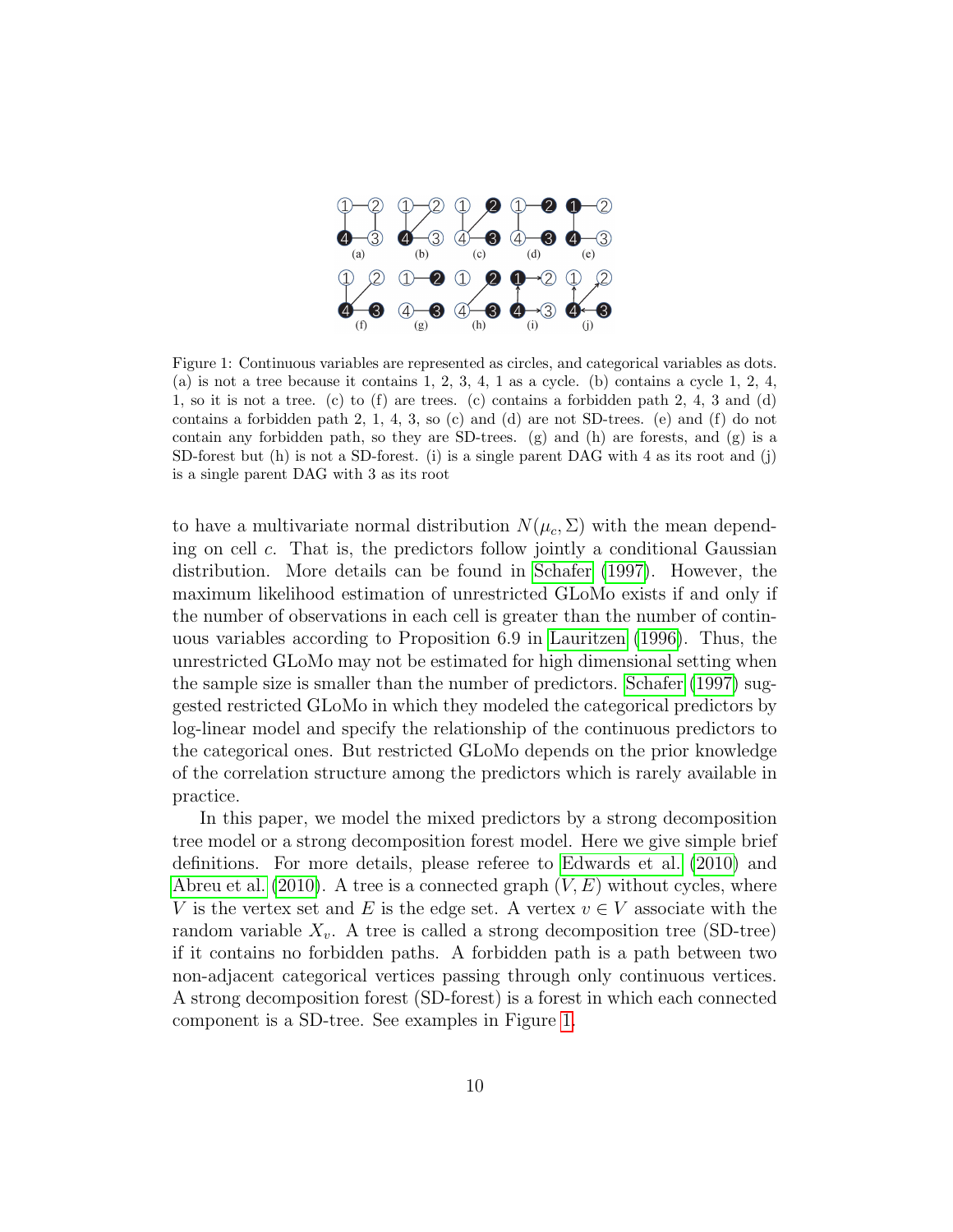(a) (b) (c) (d) (e)

(f) (g) (h) (i) (j)

Figure 1: Continuous variables are represented as circles, and categorical variables as dots. (a) is not a tree because it contains 1, 2, 3, 4, 1 as a cycle. (b) contains a cycle 1, 2, 4, 1, so it is not a tree. (c) to (f) are trees. (c) contains a forbidden path 2, 4, 3 and (d) contains a forbidden path 2, 1, 4, 3, so (c) and (d) are not SD-trees. (e) and (f) do not contain any forbidden path, so they are SD-trees. (g) and (h) are forests, and (g) is a SD-forest but (h) is not a SD-forest. (i) is a single parent DAG with 4 as its root and (j) is a single parent DAG with 3 as its root

to have a multivariate normal distribution $N(\mu_c, \Sigma)$ with the mean depending on cell $c$. That is, the predictors follow jointly a conditional Gaussian distribution. More details can be found in Schafer (1997). However, the maximum likelihood estimation of unrestricted GLoMo exists if and only if the number of observations in each cell is greater than the number of continuous variables according to Proposition 6.9 in Lauritzen (1996). Thus, the unrestricted GLoMo may not be estimated for high dimensional setting when the sample size is smaller than the number of predictors. Schafer (1997) suggested restricted GLoMo in which they modeled the categorical predictors by log-linear model and specify the relationship of the continuous predictors to the categorical ones. But restricted GLoMo depends on the prior knowledge of the correlation structure among the predictors which is rarely available in practice.

In this paper, we model the mixed predictors by a strong decomposition tree model or a strong decomposition forest model. Here we give simple brief definitions. For more details, please referee to Edwards et al. (2010) and Abreu et al. (2010). A tree is a connected graph $(V, E)$ without cycles, where $V$ is the vertex set and $E$ is the edge set. A vertex $v \in V$ associate with the random variable $X_v$. A tree is called a strong decomposition tree (SD-tree) if it contains no forbidden paths. A forbidden path is a path between two non-adjacent categorical vertices passing through only continuous vertices. A strong decomposition forest (SD-forest) is a forest in which each connected component is a SD-tree. See examples in Figure 1.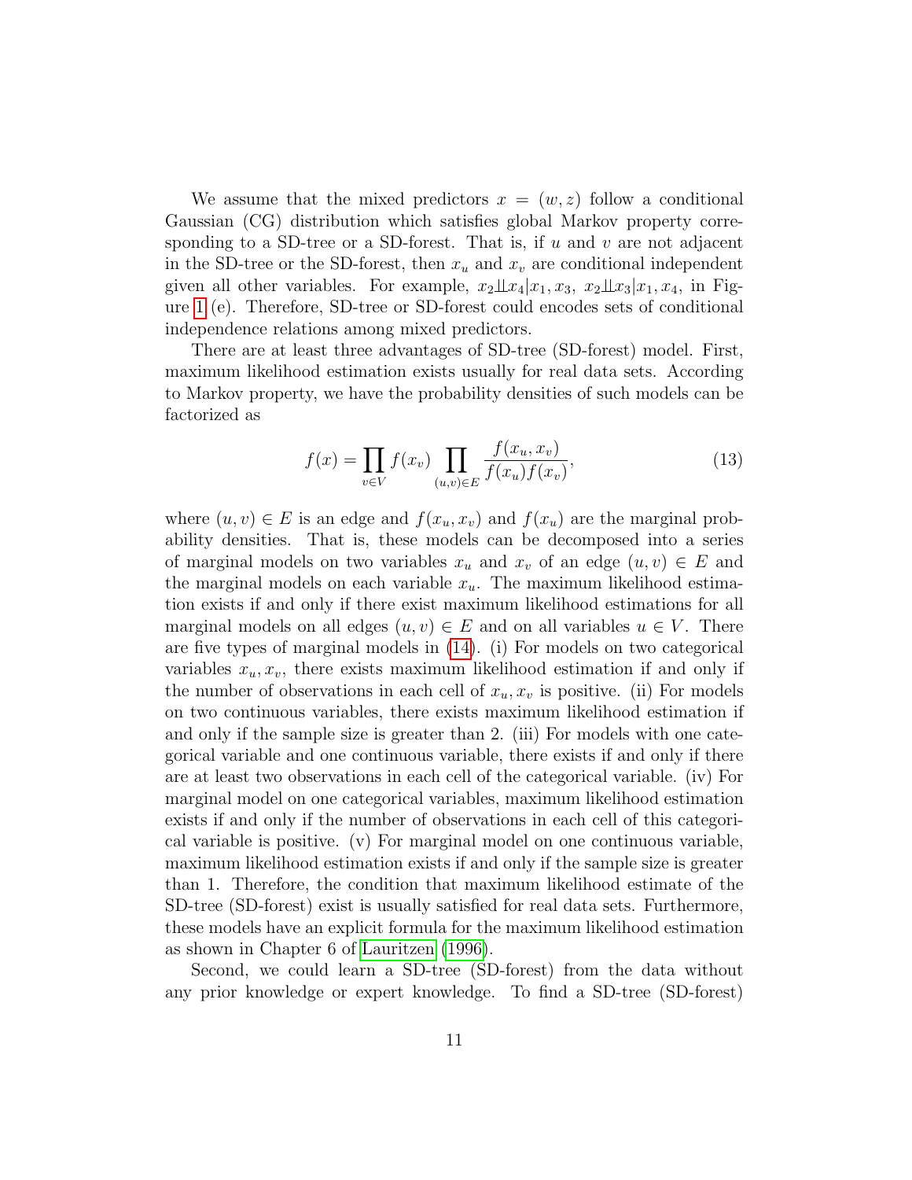We assume that the mixed predictors $x = (w, z)$ follow a conditional Gaussian (CG) distribution which satisfies global Markov property corresponding to a SD-tree or a SD-forest. That is, if $u$ and $v$ are not adjacent in the SD-tree or the SD-forest, then $x_u$ and $x_v$ are conditional independent given all other variables. For example, $x_2 \perp\!\!\!\perp x_4 | x_1, x_3$, $x_2 \perp\!\!\!\perp x_3 | x_1, x_4$, in Figure 1 (e). Therefore, SD-tree or SD-forest could encodes sets of conditional independence relations among mixed predictors.

There are at least three advantages of SD-tree (SD-forest) model. First, maximum likelihood estimation exists usually for real data sets. According to Markov property, we have the probability densities of such models can be factorized as

$$f(x) = \prod_{v \in V} f(x_v) \prod_{(u,v) \in E} \frac{f(x_u, x_v)}{f(x_u) f(x_v)}, \tag{13}$$

where $(u, v) \in E$ is an edge and $f(x_u, x_v)$ and $f(x_u)$ are the marginal probability densities. That is, these models can be decomposed into a series of marginal models on two variables $x_u$ and $x_v$ of an edge $(u, v) \in E$ and the marginal models on each variable $x_u$. The maximum likelihood estimation exists if and only if there exist maximum likelihood estimations for all marginal models on all edges $(u, v) \in E$ and on all variables $u \in V$. There are five types of marginal models in (14). (i) For models on two categorical variables $x_u, x_v$, there exists maximum likelihood estimation if and only if the number of observations in each cell of $x_u, x_v$ is positive. (ii) For models on two continuous variables, there exists maximum likelihood estimation if and only if the sample size is greater than 2. (iii) For models with one categorical variable and one continuous variable, there exists if and only if there are at least two observations in each cell of the categorical variable. (iv) For marginal model on one categorical variables, maximum likelihood estimation exists if and only if the number of observations in each cell of this categorical variable is positive. (v) For marginal model on one continuous variable, maximum likelihood estimation exists if and only if the sample size is greater than 1. Therefore, the condition that maximum likelihood estimate of the SD-tree (SD-forest) exist is usually satisfied for real data sets. Furthermore, these models have an explicit formula for the maximum likelihood estimation as shown in Chapter 6 of Lauritzen (1996).

Second, we could learn a SD-tree (SD-forest) from the data without any prior knowledge or expert knowledge. To find a SD-tree (SD-forest)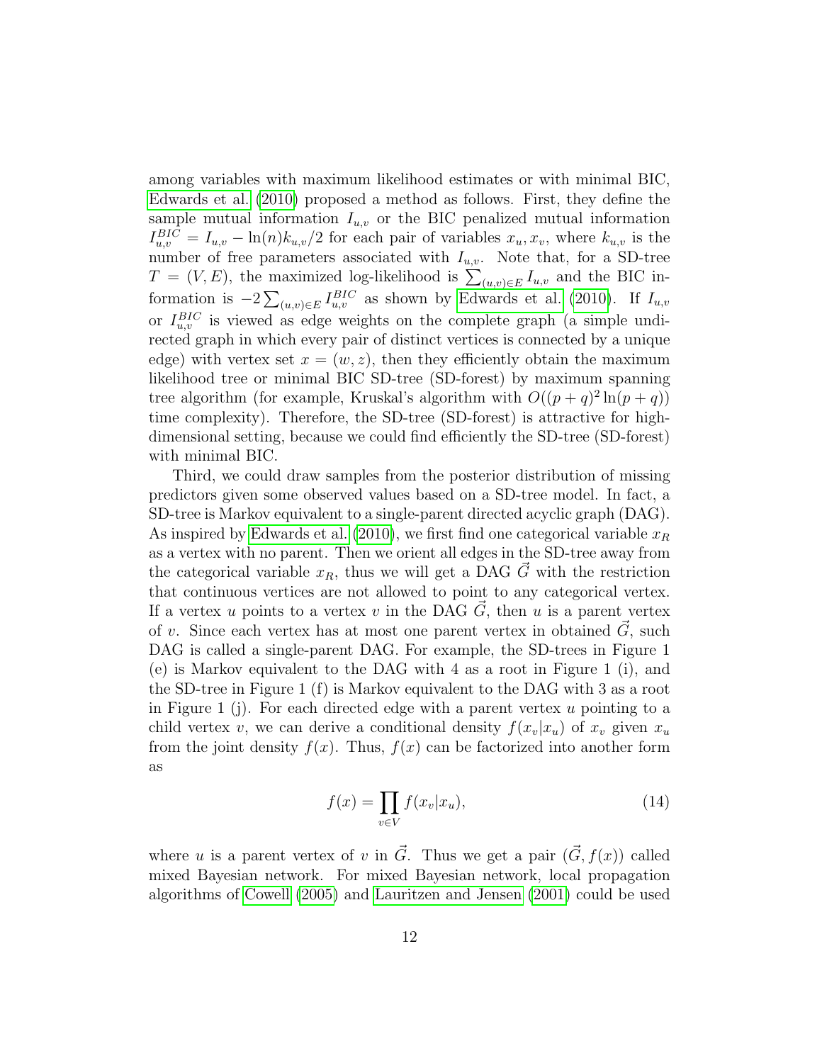among variables with maximum likelihood estimates or with minimal BIC, Edwards et al. (2010) proposed a method as follows. First, they define the sample mutual information $I_{u,v}$ or the BIC penalized mutual information $I_{u,v}^{BIC} = I_{u,v} - \ln(n)k_{u,v}/2$ for each pair of variables $x_u, x_v$, where $k_{u,v}$ is the number of free parameters associated with $I_{u,v}$. Note that, for a SD-tree $T = (V, E)$, the maximized log-likelihood is $\sum_{(u,v)\in E} I_{u,v}$ and the BIC information is $-2\sum_{(u,v)\in E} I_{u,v}^{BIC}$ as shown by Edwards et al. (2010). If $I_{u,v}$ or $I_{u,v}^{BIC}$ is viewed as edge weights on the complete graph (a simple undirected graph in which every pair of distinct vertices is connected by a unique edge) with vertex set $x = (w, z)$, then they efficiently obtain the maximum likelihood tree or minimal BIC SD-tree (SD-forest) by maximum spanning tree algorithm (for example, Kruskal's algorithm with $O((p+q)^2 \ln(p+q))$ time complexity). Therefore, the SD-tree (SD-forest) is attractive for high-dimensional setting, because we could find efficiently the SD-tree (SD-forest) with minimal BIC.

Third, we could draw samples from the posterior distribution of missing predictors given some observed values based on a SD-tree model. In fact, a SD-tree is Markov equivalent to a single-parent directed acyclic graph (DAG). As inspired by Edwards et al. (2010), we first find one categorical variable $x_R$ as a vertex with no parent. Then we orient all edges in the SD-tree away from the categorical variable $x_R$, thus we will get a DAG $\vec{G}$ with the restriction that continuous vertices are not allowed to point to any categorical vertex. If a vertex $u$ points to a vertex $v$ in the DAG $\vec{G}$, then $u$ is a parent vertex of $v$. Since each vertex has at most one parent vertex in obtained $\vec{G}$, such DAG is called a single-parent DAG. For example, the SD-trees in Figure 1 (e) is Markov equivalent to the DAG with 4 as a root in Figure 1 (i), and the SD-tree in Figure 1 (f) is Markov equivalent to the DAG with 3 as a root in Figure 1 (j). For each directed edge with a parent vertex $u$ pointing to a child vertex $v$, we can derive a conditional density $f(x_v|x_u)$ of $x_v$ given $x_u$ from the joint density $f(x)$. Thus, $f(x)$ can be factorized into another form as

$$f(x) = \prod_{v\in V} f(x_v|x_u), \tag{14}$$

where $u$ is a parent vertex of $v$ in $\vec{G}$. Thus we get a pair $(\vec{G}, f(x))$ called mixed Bayesian network. For mixed Bayesian network, local propagation algorithms of Cowell (2005) and Lauritzen and Jensen (2001) could be used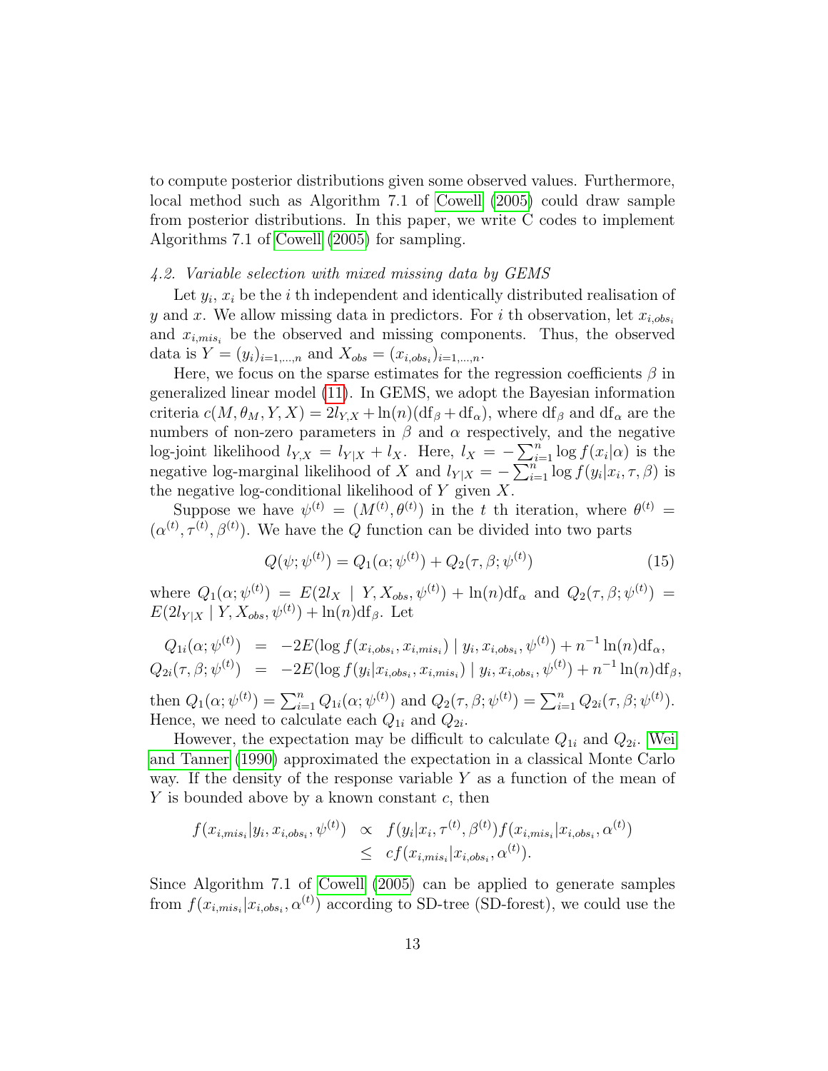to compute posterior distributions given some observed values. Furthermore, local method such as Algorithm 7.1 of Cowell (2005) could draw sample from posterior distributions. In this paper, we write C codes to implement Algorithms 7.1 of Cowell (2005) for sampling.

### *4.2. Variable selection with mixed missing data by GEMS*

Let $y_i$, $x_i$ be the $i$ th independent and identically distributed realisation of $y$ and $x$. We allow missing data in predictors. For $i$ th observation, let $x_{i,obs_i}$ and $x_{i,mis_i}$ be the observed and missing components. Thus, the observed data is $Y = (y_i)_{i=1,\ldots,n}$ and $X_{obs} = (x_{i,obs_i})_{i=1,\ldots,n}$.

Here, we focus on the sparse estimates for the regression coefficients $\beta$ in generalized linear model (11). In GEMS, we adopt the Bayesian information criteria $c(M, \theta_M, Y, X) = 2l_{Y,X} + \ln(n)(\mathrm{df}_\beta + \mathrm{df}_\alpha)$, where $\mathrm{df}_\beta$ and $\mathrm{df}_\alpha$ are the numbers of non-zero parameters in $\beta$ and $\alpha$ respectively, and the negative log-joint likelihood $l_{Y,X} = l_{Y|X} + l_X$. Here, $l_X = -\sum_{i=1}^n \log f(x_i|\alpha)$ is the negative log-marginal likelihood of $X$ and $l_{Y|X} = -\sum_{i=1}^n \log f(y_i|x_i, \tau, \beta)$ is the negative log-conditional likelihood of $Y$ given $X$.

Suppose we have $\psi^{(t)} = (M^{(t)}, \theta^{(t)})$ in the $t$ th iteration, where $\theta^{(t)} = (\alpha^{(t)}, \tau^{(t)}, \beta^{(t)})$. We have the $Q$ function can be divided into two parts

$$Q(\psi; \psi^{(t)}) = Q_1(\alpha; \psi^{(t)}) + Q_2(\tau, \beta; \psi^{(t)}) \tag{15}$$

where $Q_1(\alpha; \psi^{(t)}) = E(2l_X \mid Y, X_{obs}, \psi^{(t)}) + \ln(n)\mathrm{df}_\alpha$ and $Q_2(\tau, \beta; \psi^{(t)}) = E(2l_{Y|X} \mid Y, X_{obs}, \psi^{(t)}) + \ln(n)\mathrm{df}_\beta$. Let

$$\begin{aligned}
Q_{1i}(\alpha; \psi^{(t)}) &= -2E(\log f(x_{i,obs_i}, x_{i,mis_i}) \mid y_i, x_{i,obs_i}, \psi^{(t)}) + n^{-1}\ln(n)\mathrm{df}_\alpha, \\
Q_{2i}(\tau, \beta; \psi^{(t)}) &= -2E(\log f(y_i|x_{i,obs_i}, x_{i,mis_i}) \mid y_i, x_{i,obs_i}, \psi^{(t)}) + n^{-1}\ln(n)\mathrm{df}_\beta,
\end{aligned}$$

then $Q_1(\alpha; \psi^{(t)}) = \sum_{i=1}^n Q_{1i}(\alpha; \psi^{(t)})$ and $Q_2(\tau, \beta; \psi^{(t)}) = \sum_{i=1}^n Q_{2i}(\tau, \beta; \psi^{(t)})$. Hence, we need to calculate each $Q_{1i}$ and $Q_{2i}$.

However, the expectation may be difficult to calculate $Q_{1i}$ and $Q_{2i}$. Wei and Tanner (1990) approximated the expectation in a classical Monte Carlo way. If the density of the response variable $Y$ as a function of the mean of $Y$ is bounded above by a known constant $c$, then

$$\begin{aligned}
f(x_{i,mis_i}|y_i, x_{i,obs_i}, \psi^{(t)}) &\propto f(y_i|x_i, \tau^{(t)}, \beta^{(t)}) f(x_{i,mis_i}|x_{i,obs_i}, \alpha^{(t)}) \\
&\leq c f(x_{i,mis_i}|x_{i,obs_i}, \alpha^{(t)}).
\end{aligned}$$

Since Algorithm 7.1 of Cowell (2005) can be applied to generate samples from $f(x_{i,mis_i}|x_{i,obs_i}, \alpha^{(t)})$ according to SD-tree (SD-forest), we could use the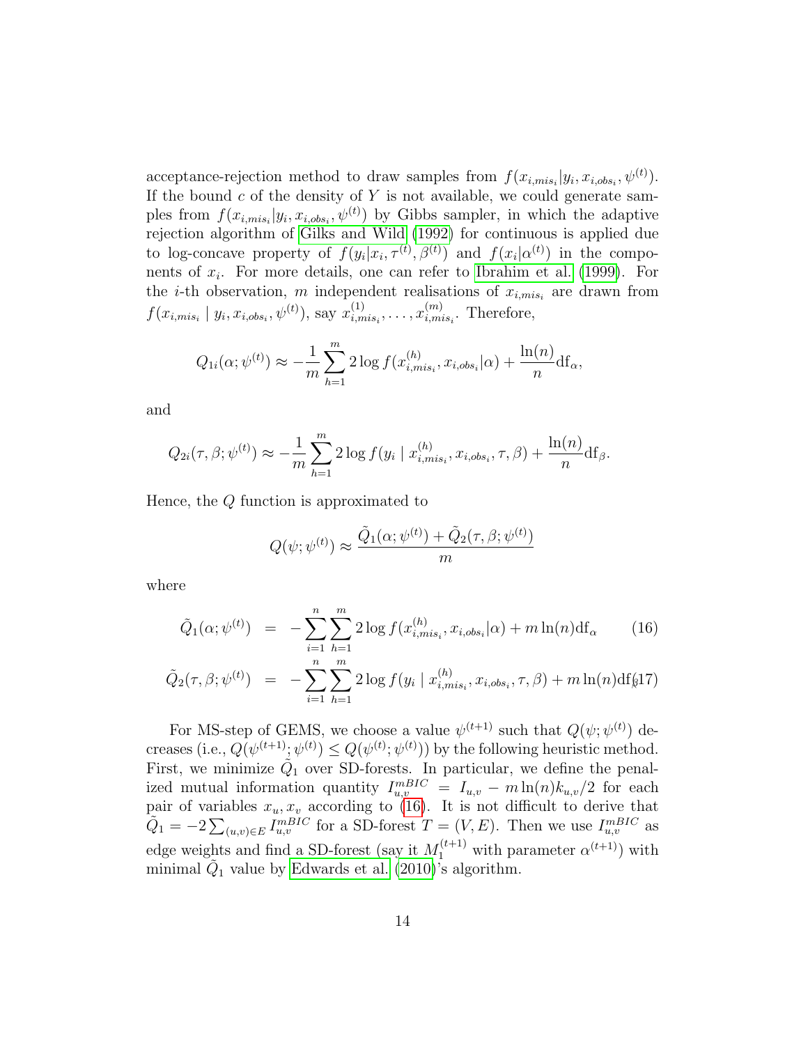acceptance-rejection method to draw samples from $f(x_{i,mis_i}|y_i, x_{i,obs_i}, \psi^{(t)})$. If the bound $c$ of the density of $Y$ is not available, we could generate samples from $f(x_{i,mis_i}|y_i, x_{i,obs_i}, \psi^{(t)})$ by Gibbs sampler, in which the adaptive rejection algorithm of Gilks and Wild (1992) for continuous is applied due to log-concave property of $f(y_i|x_i, \tau^{(t)}, \beta^{(t)})$ and $f(x_i|\alpha^{(t)})$ in the components of $x_i$. For more details, one can refer to Ibrahim et al. (1999). For the $i$-th observation, $m$ independent realisations of $x_{i,mis_i}$ are drawn from $f(x_{i,mis_i} \mid y_i, x_{i,obs_i}, \psi^{(t)})$, say $x^{(1)}_{i,mis_i}, \ldots, x^{(m)}_{i,mis_i}$. Therefore,

$$Q_{1i}(\alpha; \psi^{(t)}) \approx -\frac{1}{m}\sum_{h=1}^{m} 2\log f(x^{(h)}_{i,mis_i}, x_{i,obs_i}|\alpha) + \frac{\ln(n)}{n}\mathrm{df}_\alpha,$$

and

$$Q_{2i}(\tau, \beta; \psi^{(t)}) \approx -\frac{1}{m}\sum_{h=1}^{m} 2\log f(y_i \mid x^{(h)}_{i,mis_i}, x_{i,obs_i}, \tau, \beta) + \frac{\ln(n)}{n}\mathrm{df}_\beta.$$

Hence, the $Q$ function is approximated to

$$Q(\psi; \psi^{(t)}) \approx \frac{\tilde{Q}_1(\alpha; \psi^{(t)}) + \tilde{Q}_2(\tau, \beta; \psi^{(t)})}{m}$$

where

$$\tilde{Q}_1(\alpha; \psi^{(t)}) = -\sum_{i=1}^{n}\sum_{h=1}^{m} 2\log f(x^{(h)}_{i,mis_i}, x_{i,obs_i}|\alpha) + m\ln(n)\mathrm{df}_\alpha \qquad (16)$$

$$\tilde{Q}_2(\tau, \beta; \psi^{(t)}) = -\sum_{i=1}^{n}\sum_{h=1}^{m} 2\log f(y_i \mid x^{(h)}_{i,mis_i}, x_{i,obs_i}, \tau, \beta) + m\ln(n)\mathrm{df}_\beta \qquad (17)$$

For MS-step of GEMS, we choose a value $\psi^{(t+1)}$ such that $Q(\psi; \psi^{(t)})$ decreases (i.e., $Q(\psi^{(t+1)}; \psi^{(t)}) \leq Q(\psi^{(t)}; \psi^{(t)})$) by the following heuristic method. First, we minimize $\tilde{Q}_1$ over SD-forests. In particular, we define the penalized mutual information quantity $I^{mBIC}_{u,v} = I_{u,v} - m\ln(n)k_{u,v}/2$ for each pair of variables $x_u, x_v$ according to (16). It is not difficult to derive that $\tilde{Q}_1 = -2\sum_{(u,v)\in E} I^{mBIC}_{u,v}$ for a SD-forest $T = (V, E)$. Then we use $I^{mBIC}_{u,v}$ as edge weights and find a SD-forest (say it $M^{(t+1)}_1$ with parameter $\alpha^{(t+1)}$) with minimal $\tilde{Q}_1$ value by Edwards et al. (2010)'s algorithm.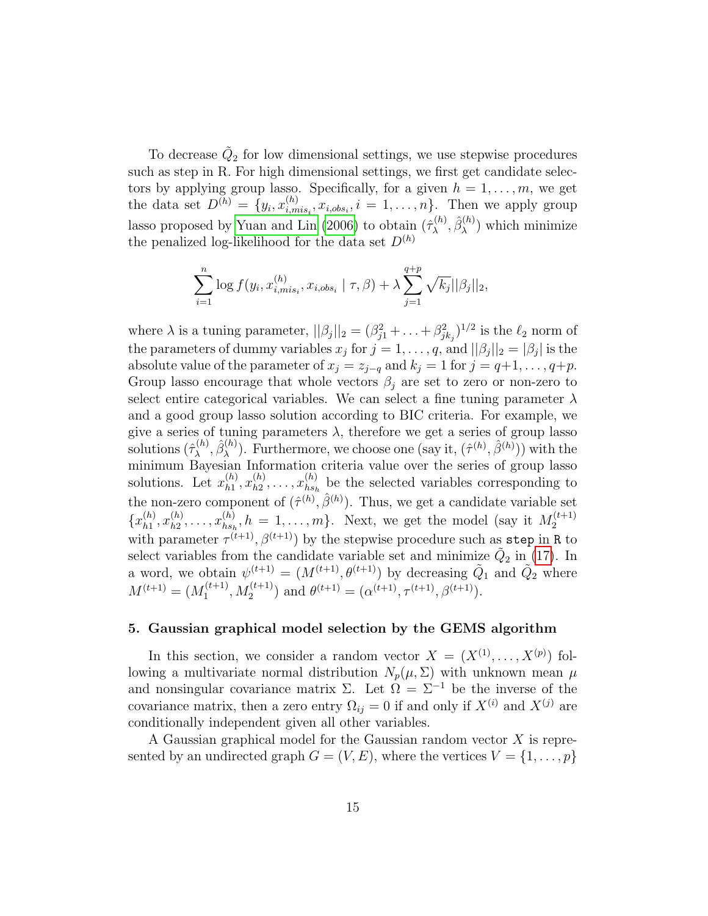To decrease $\tilde{Q}_2$ for low dimensional settings, we use stepwise procedures such as step in R. For high dimensional settings, we first get candidate selectors by applying group lasso. Specifically, for a given $h = 1, \ldots, m$, we get the data set $D^{(h)} = \{y_i, x^{(h)}_{i,mis_i}, x_{i,obs_i}, i = 1, \ldots, n\}$. Then we apply group lasso proposed by Yuan and Lin (2006) to obtain $(\hat{\tau}^{(h)}_\lambda, \hat{\beta}^{(h)}_\lambda)$ which minimize the penalized log-likelihood for the data set $D^{(h)}$

$$\sum_{i=1}^{n} \log f(y_i, x^{(h)}_{i,mis_i}, x_{i,obs_i} \mid \tau, \beta) + \lambda \sum_{j=1}^{q+p} \sqrt{k_j} ||\beta_j||_2,$$

where $\lambda$ is a tuning parameter, $||\beta_j||_2 = (\beta^2_{j1} + \ldots + \beta^2_{jk_j})^{1/2}$ is the $\ell_2$ norm of the parameters of dummy variables $x_j$ for $j = 1, \ldots, q$, and $||\beta_j||_2 = |\beta_j|$ is the absolute value of the parameter of $x_j = z_{j-q}$ and $k_j = 1$ for $j = q+1, \ldots, q+p$. Group lasso encourage that whole vectors $\beta_j$ are set to zero or non-zero to select entire categorical variables. We can select a fine tuning parameter $\lambda$ and a good group lasso solution according to BIC criteria. For example, we give a series of tuning parameters $\lambda$, therefore we get a series of group lasso solutions $(\hat{\tau}^{(h)}_\lambda, \hat{\beta}^{(h)}_\lambda)$. Furthermore, we choose one (say it, $(\hat{\tau}^{(h)}, \hat{\beta}^{(h)})$) with the minimum Bayesian Information criteria value over the series of group lasso solutions. Let $x^{(h)}_{h1}, x^{(h)}_{h2}, \ldots, x^{(h)}_{hs_h}$ be the selected variables corresponding to the non-zero component of $(\hat{\tau}^{(h)}, \hat{\beta}^{(h)})$. Thus, we get a candidate variable set $\{x^{(h)}_{h1}, x^{(h)}_{h2}, \ldots, x^{(h)}_{hs_h}, h = 1, \ldots, m\}$. Next, we get the model (say it $M^{(t+1)}_2$ with parameter $\tau^{(t+1)}, \beta^{(t+1)}$) by the stepwise procedure such as `step` in `R` to select variables from the candidate variable set and minimize $\tilde{Q}_2$ in (17). In a word, we obtain $\psi^{(t+1)} = (M^{(t+1)}, \theta^{(t+1)})$ by decreasing $\tilde{Q}_1$ and $\tilde{Q}_2$ where $M^{(t+1)} = (M^{(t+1)}_1, M^{(t+1)}_2)$ and $\theta^{(t+1)} = (\alpha^{(t+1)}, \tau^{(t+1)}, \beta^{(t+1)})$.

## 5. Gaussian graphical model selection by the GEMS algorithm

In this section, we consider a random vector $X = (X^{(1)}, \ldots, X^{(p)})$ following a multivariate normal distribution $N_p(\mu, \Sigma)$ with unknown mean $\mu$ and nonsingular covariance matrix $\Sigma$. Let $\Omega = \Sigma^{-1}$ be the inverse of the covariance matrix, then a zero entry $\Omega_{ij} = 0$ if and only if $X^{(i)}$ and $X^{(j)}$ are conditionally independent given all other variables.

A Gaussian graphical model for the Gaussian random vector $X$ is represented by an undirected graph $G = (V, E)$, where the vertices $V = \{1, \ldots, p\}$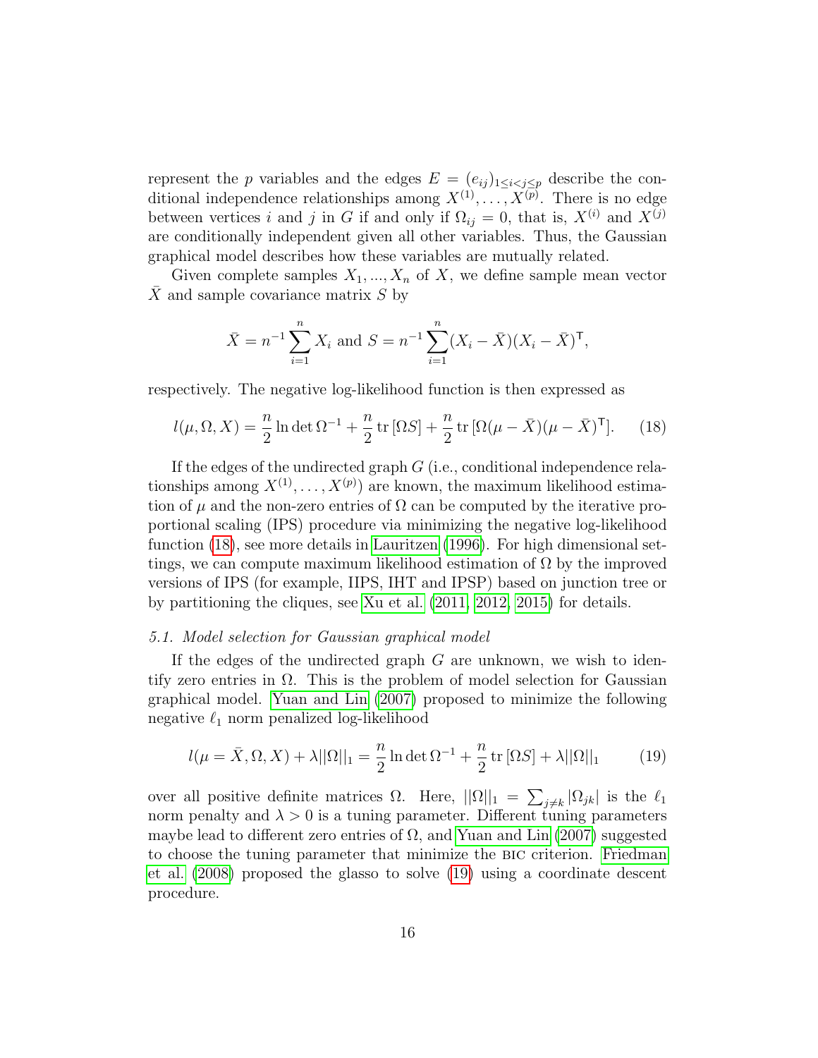represent the $p$ variables and the edges $E = (e_{ij})_{1 \le i < j \le p}$ describe the conditional independence relationships among $X^{(1)}, \ldots, X^{(p)}$. There is no edge between vertices $i$ and $j$ in $G$ if and only if $\Omega_{ij} = 0$, that is, $X^{(i)}$ and $X^{(j)}$ are conditionally independent given all other variables. Thus, the Gaussian graphical model describes how these variables are mutually related.

Given complete samples $X_1, ..., X_n$ of $X$, we define sample mean vector $\bar{X}$ and sample covariance matrix $S$ by

$$\bar{X} = n^{-1} \sum_{i=1}^{n} X_i \text{ and } S = n^{-1} \sum_{i=1}^{n} (X_i - \bar{X})(X_i - \bar{X})^{\mathsf{T}},$$

respectively. The negative log-likelihood function is then expressed as

$$l(\mu, \Omega, X) = \frac{n}{2} \ln \det \Omega^{-1} + \frac{n}{2} \operatorname{tr}[\Omega S] + \frac{n}{2} \operatorname{tr}[\Omega(\mu - \bar{X})(\mu - \bar{X})^{\mathsf{T}}]. \tag{18}$$

If the edges of the undirected graph $G$ (i.e., conditional independence relationships among $X^{(1)}, \ldots, X^{(p)}$) are known, the maximum likelihood estimation of $\mu$ and the non-zero entries of $\Omega$ can be computed by the iterative proportional scaling (IPS) procedure via minimizing the negative log-likelihood function (18), see more details in Lauritzen (1996). For high dimensional settings, we can compute maximum likelihood estimation of $\Omega$ by the improved versions of IPS (for example, IIPS, IHT and IPSP) based on junction tree or by partitioning the cliques, see Xu et al. (2011, 2012, 2015) for details.

### *5.1. Model selection for Gaussian graphical model*

If the edges of the undirected graph $G$ are unknown, we wish to identify zero entries in $\Omega$. This is the problem of model selection for Gaussian graphical model. Yuan and Lin (2007) proposed to minimize the following negative $\ell_1$ norm penalized log-likelihood

$$l(\mu = \bar{X}, \Omega, X) + \lambda ||\Omega||_1 = \frac{n}{2} \ln \det \Omega^{-1} + \frac{n}{2} \operatorname{tr}[\Omega S] + \lambda ||\Omega||_1 \tag{19}$$

over all positive definite matrices $\Omega$. Here, $||\Omega||_1 = \sum_{j \neq k} |\Omega_{jk}|$ is the $\ell_1$ norm penalty and $\lambda > 0$ is a tuning parameter. Different tuning parameters maybe lead to different zero entries of $\Omega$, and Yuan and Lin (2007) suggested to choose the tuning parameter that minimize the BIC criterion. Friedman et al. (2008) proposed the glasso to solve (19) using a coordinate descent procedure.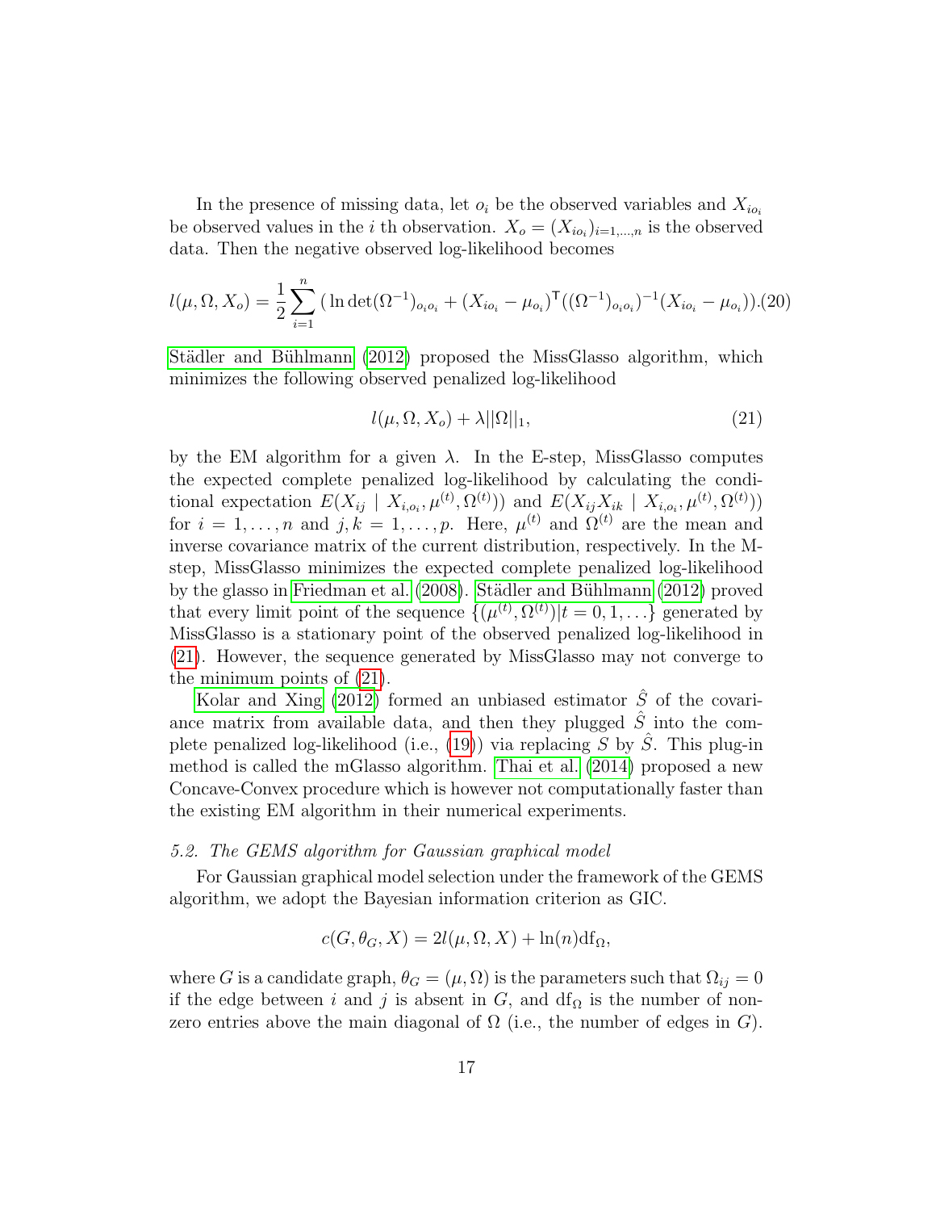In the presence of missing data, let $o_i$ be the observed variables and $X_{io_i}$ be observed values in the $i$ th observation. $X_o = (X_{io_i})_{i=1,\dots,n}$ is the observed data. Then the negative observed log-likelihood becomes

$$l(\mu, \Omega, X_o) = \frac{1}{2}\sum_{i=1}^{n} \big( \ln \det(\Omega^{-1})_{o_i o_i} + (X_{io_i} - \mu_{o_i})^{\mathsf{T}}((\Omega^{-1})_{o_i o_i})^{-1}(X_{io_i} - \mu_{o_i})\big). \quad (20)$$

Städler and Bühlmann (2012) proposed the MissGlasso algorithm, which minimizes the following observed penalized log-likelihood

$$l(\mu, \Omega, X_o) + \lambda ||\Omega||_1, \quad (21)$$

by the EM algorithm for a given $\lambda$. In the E-step, MissGlasso computes the expected complete penalized log-likelihood by calculating the conditional expectation $E(X_{ij} \mid X_{i,o_i}, \mu^{(t)}, \Omega^{(t)})$ and $E(X_{ij}X_{ik} \mid X_{i,o_i}, \mu^{(t)}, \Omega^{(t)})$ for $i = 1, \dots, n$ and $j, k = 1, \dots, p$. Here, $\mu^{(t)}$ and $\Omega^{(t)}$ are the mean and inverse covariance matrix of the current distribution, respectively. In the M-step, MissGlasso minimizes the expected complete penalized log-likelihood by the glasso in Friedman et al. (2008). Städler and Bühlmann (2012) proved that every limit point of the sequence $\{(\mu^{(t)}, \Omega^{(t)}) | t = 0, 1, \dots\}$ generated by MissGlasso is a stationary point of the observed penalized log-likelihood in (21). However, the sequence generated by MissGlasso may not converge to the minimum points of (21).

Kolar and Xing (2012) formed an unbiased estimator $\hat{S}$ of the covariance matrix from available data, and then they plugged $\hat{S}$ into the complete penalized log-likelihood (i.e., (19)) via replacing $S$ by $\hat{S}$. This plug-in method is called the mGlasso algorithm. Thai et al. (2014) proposed a new Concave-Convex procedure which is however not computationally faster than the existing EM algorithm in their numerical experiments.

### *5.2. The GEMS algorithm for Gaussian graphical model*

For Gaussian graphical model selection under the framework of the GEMS algorithm, we adopt the Bayesian information criterion as GIC.

$$c(G, \theta_G, X) = 2l(\mu, \Omega, X) + \ln(n)\text{df}_\Omega,$$

where $G$ is a candidate graph, $\theta_G = (\mu, \Omega)$ is the parameters such that $\Omega_{ij} = 0$ if the edge between $i$ and $j$ is absent in $G$, and $\text{df}_\Omega$ is the number of nonzero entries above the main diagonal of $\Omega$ (i.e., the number of edges in $G$).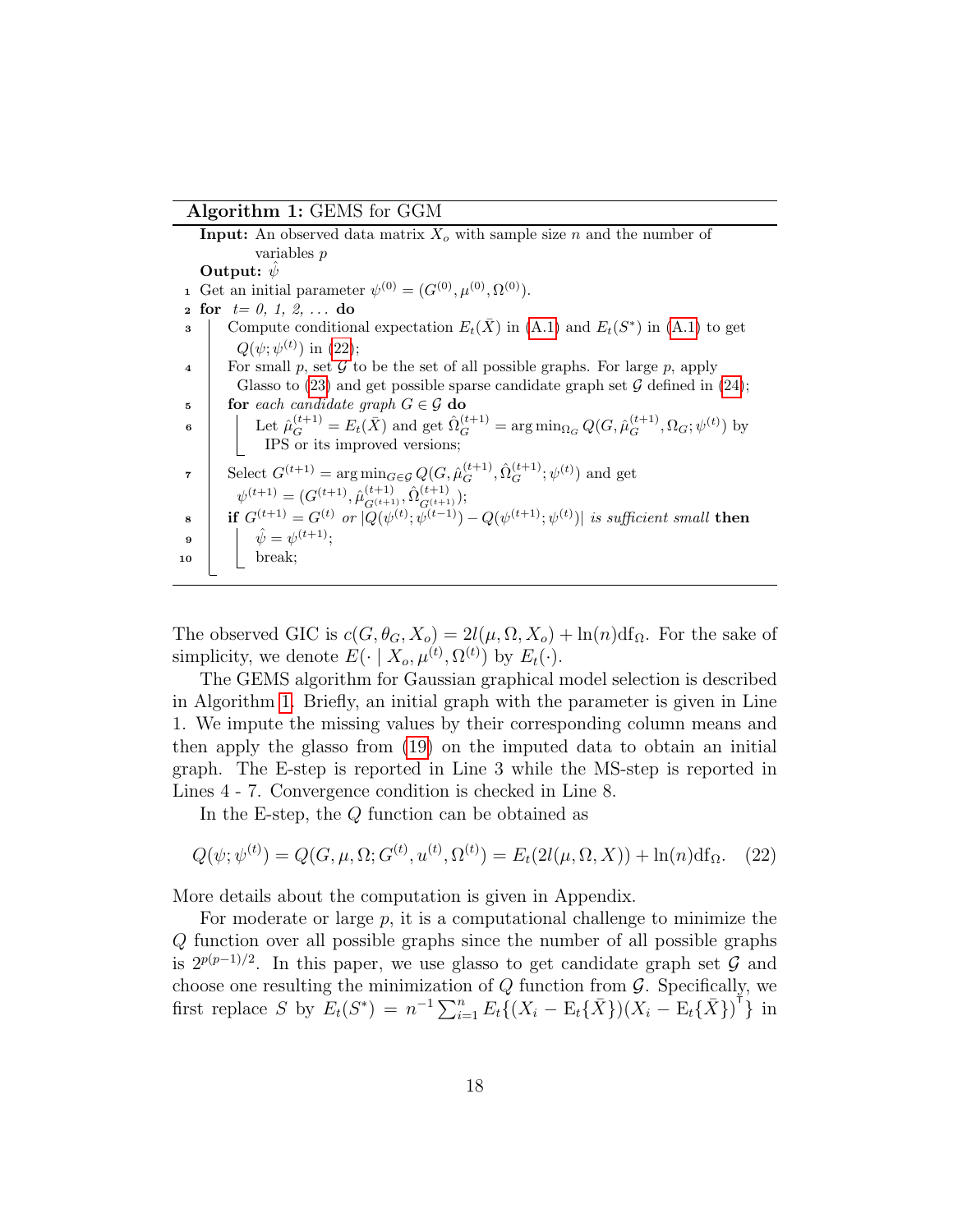**Algorithm 1:** GEMS for GGM

**Input:** An observed data matrix $X_o$ with sample size $n$ and the number of variables $p$

**Output:** $\hat{\psi}$

1. Get an initial parameter $\psi^{(0)} = (G^{(0)}, \mu^{(0)}, \Omega^{(0)})$.
2. **for** $t = 0, 1, 2, \ldots$ **do**
3. Compute conditional expectation $E_t(\bar{X})$ in (A.1) and $E_t(S^*)$ in (A.1) to get $Q(\psi; \psi^{(t)})$ in (22);
4. For small $p$, set $\mathcal{G}$ to be the set of all possible graphs. For large $p$, apply Glasso to (23) and get possible sparse candidate graph set $\mathcal{G}$ defined in (24);
5. **for** *each candidate graph* $G \in \mathcal{G}$ **do**
6. Let $\hat{\mu}_G^{(t+1)} = E_t(\bar{X})$ and get $\hat{\Omega}_G^{(t+1)} = \arg\min_{\Omega_G} Q(G, \hat{\mu}_G^{(t+1)}, \Omega_G; \psi^{(t)})$ by IPS or its improved versions;
7. Select $G^{(t+1)} = \arg\min_{G \in \mathcal{G}} Q(G, \hat{\mu}_G^{(t+1)}, \hat{\Omega}_G^{(t+1)}; \psi^{(t)})$ and get $\psi^{(t+1)} = (G^{(t+1)}, \hat{\mu}_{G^{(t+1)}}^{(t+1)}, \hat{\Omega}_{G^{(t+1)}}^{(t+1)})$;
8. **if** $G^{(t+1)} = G^{(t)}$ *or* $|Q(\psi^{(t)}; \psi^{(t-1)}) - Q(\psi^{(t+1)}; \psi^{(t)})|$ *is sufficient small* **then**
9. $\hat{\psi} = \psi^{(t+1)}$;
10. break;

The observed GIC is $c(G, \theta_G, X_o) = 2l(\mu, \Omega, X_o) + \ln(n)\mathrm{df}_\Omega$. For the sake of simplicity, we denote $E(\cdot \mid X_o, \mu^{(t)}, \Omega^{(t)})$ by $E_t(\cdot)$.

The GEMS algorithm for Gaussian graphical model selection is described in Algorithm 1. Briefly, an initial graph with the parameter is given in Line 1. We impute the missing values by their corresponding column means and then apply the glasso from (19) on the imputed data to obtain an initial graph. The E-step is reported in Line 3 while the MS-step is reported in Lines 4 - 7. Convergence condition is checked in Line 8.

In the E-step, the $Q$ function can be obtained as

$$Q(\psi; \psi^{(t)}) = Q(G, \mu, \Omega; G^{(t)}, u^{(t)}, \Omega^{(t)}) = E_t(2l(\mu, \Omega, X)) + \ln(n)\mathrm{df}_\Omega. \quad (22)$$

More details about the computation is given in Appendix.

For moderate or large $p$, it is a computational challenge to minimize the $Q$ function over all possible graphs since the number of all possible graphs is $2^{p(p-1)/2}$. In this paper, we use glasso to get candidate graph set $\mathcal{G}$ and choose one resulting the minimization of $Q$ function from $\mathcal{G}$. Specifically, we first replace $S$ by $E_t(S^*) = n^{-1}\sum_{i=1}^n E_t\{(X_i - \mathrm{E}_t\{\bar{X}\})(X_i - \mathrm{E}_t\{\bar{X}\})^{\mathsf{T}}\}$ in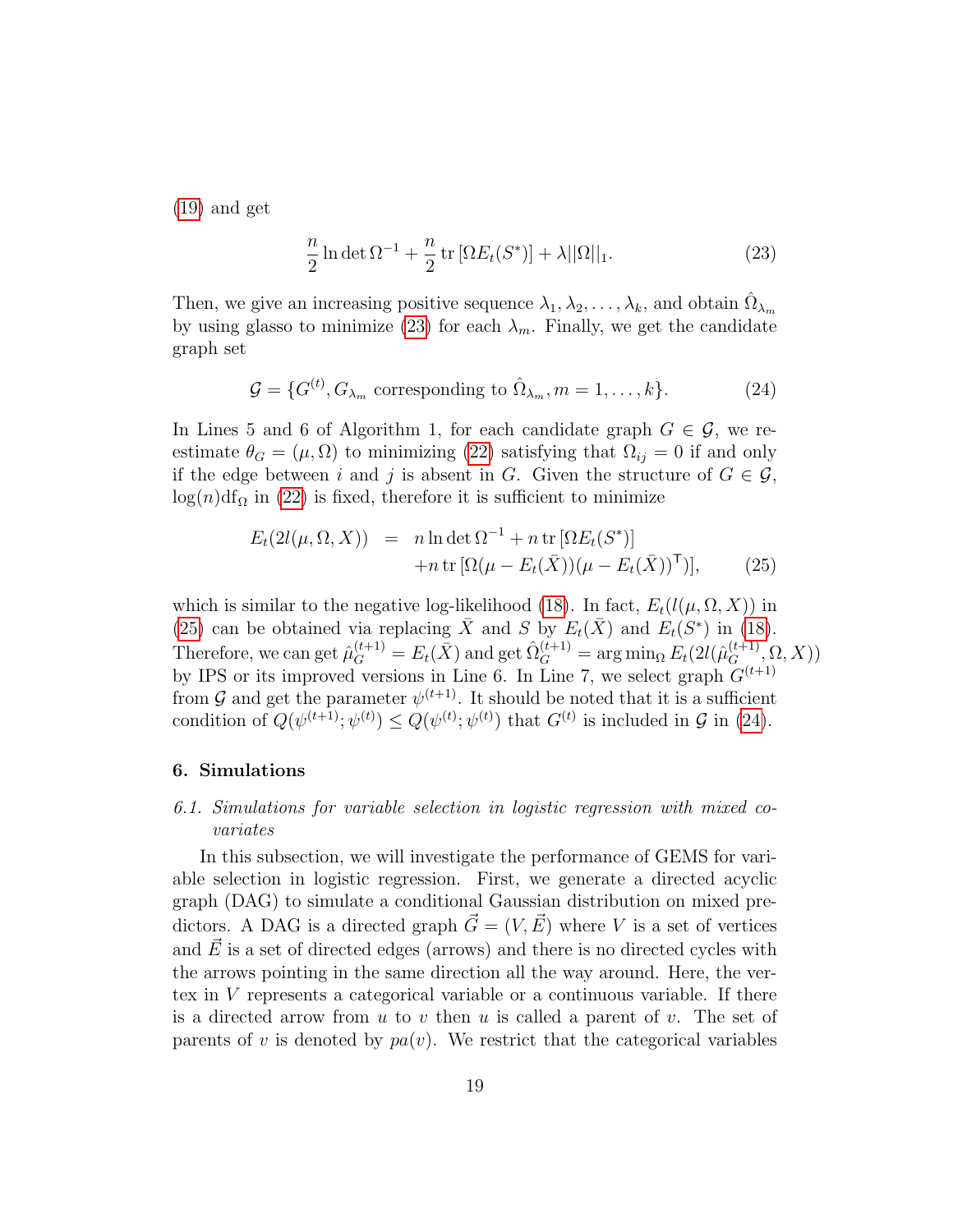(19) and get

$$\frac{n}{2} \ln \det \Omega^{-1} + \frac{n}{2} \operatorname{tr}\left[\Omega E_t(S^*)\right] + \lambda ||\Omega||_1. \tag{23}$$

Then, we give an increasing positive sequence $\lambda_1, \lambda_2, \ldots, \lambda_k$, and obtain $\hat{\Omega}_{\lambda_m}$ by using glasso to minimize (23) for each $\lambda_m$. Finally, we get the candidate graph set

$$\mathcal{G} = \{G^{(t)}, G_{\lambda_m} \text{ corresponding to } \hat{\Omega}_{\lambda_m}, m = 1, \ldots, k\}. \tag{24}$$

In Lines 5 and 6 of Algorithm 1, for each candidate graph $G \in \mathcal{G}$, we re-estimate $\theta_G = (\mu, \Omega)$ to minimizing (22) satisfying that $\Omega_{ij} = 0$ if and only if the edge between $i$ and $j$ is absent in $G$. Given the structure of $G \in \mathcal{G}$, $\log(n)\mathrm{df}_\Omega$ in (22) is fixed, therefore it is sufficient to minimize

$$\begin{aligned} E_t(2l(\mu, \Omega, X)) &= n \ln \det \Omega^{-1} + n \operatorname{tr}\left[\Omega E_t(S^*)\right] \\ &\quad + n \operatorname{tr}\left[\Omega(\mu - E_t(\bar{X}))(\mu - E_t(\bar{X}))^\mathsf{T})\right], \end{aligned} \tag{25}$$

which is similar to the negative log-likelihood (18). In fact, $E_t(l(\mu, \Omega, X))$ in (25) can be obtained via replacing $\bar{X}$ and $S$ by $E_t(\bar{X})$ and $E_t(S^*)$ in (18). Therefore, we can get $\hat{\mu}_G^{(t+1)} = E_t(\bar{X})$ and get $\hat{\Omega}_G^{(t+1)} = \arg\min_\Omega E_t(2l(\hat{\mu}_G^{(t+1)}, \Omega, X))$ by IPS or its improved versions in Line 6. In Line 7, we select graph $G^{(t+1)}$ from $\mathcal{G}$ and get the parameter $\psi^{(t+1)}$. It should be noted that it is a sufficient condition of $Q(\psi^{(t+1)}; \psi^{(t)}) \leq Q(\psi^{(t)}; \psi^{(t)})$ that $G^{(t)}$ is included in $\mathcal{G}$ in (24).

## 6. Simulations

### *6.1. Simulations for variable selection in logistic regression with mixed covariates*

In this subsection, we will investigate the performance of GEMS for variable selection in logistic regression. First, we generate a directed acyclic graph (DAG) to simulate a conditional Gaussian distribution on mixed predictors. A DAG is a directed graph $\vec{G} = (V, \vec{E})$ where $V$ is a set of vertices and $\vec{E}$ is a set of directed edges (arrows) and there is no directed cycles with the arrows pointing in the same direction all the way around. Here, the vertex in $V$ represents a categorical variable or a continuous variable. If there is a directed arrow from $u$ to $v$ then $u$ is called a parent of $v$. The set of parents of $v$ is denoted by $pa(v)$. We restrict that the categorical variables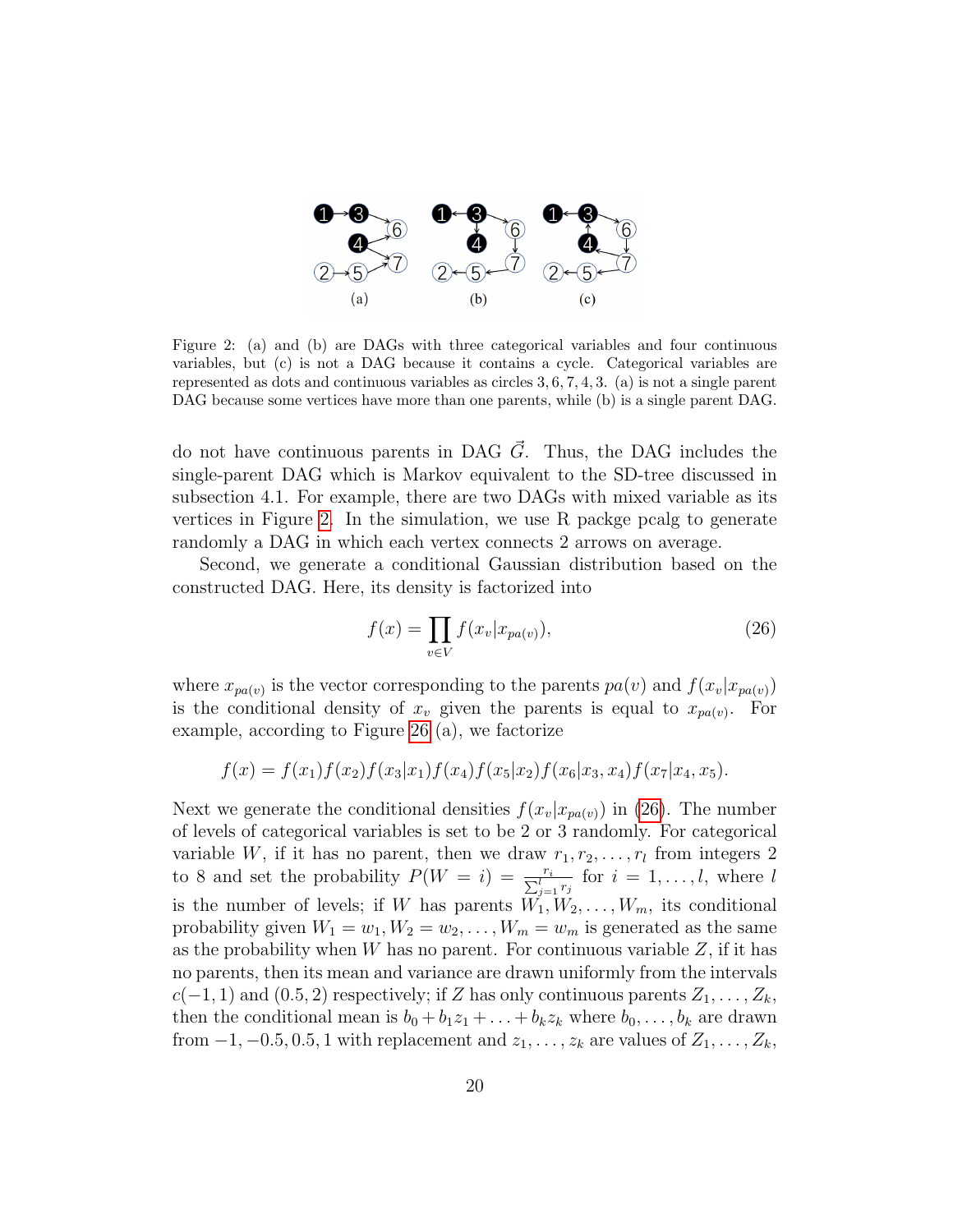1 3 6 4 7 2 5 (a)

1 3 6 4 7 2 5 (b)

1 3 6 4 7 2 5 (c)

Figure 2: (a) and (b) are DAGs with three categorical variables and four continuous variables, but (c) is not a DAG because it contains a cycle. Categorical variables are represented as dots and continuous variables as circles 3, 6, 7, 4, 3. (a) is not a single parent DAG because some vertices have more than one parents, while (b) is a single parent DAG.

do not have continuous parents in DAG $\vec{G}$. Thus, the DAG includes the single-parent DAG which is Markov equivalent to the SD-tree discussed in subsection 4.1. For example, there are two DAGs with mixed variable as its vertices in Figure 2. In the simulation, we use R packge pcalg to generate randomly a DAG in which each vertex connects 2 arrows on average.

Second, we generate a conditional Gaussian distribution based on the constructed DAG. Here, its density is factorized into

$$f(x) = \prod_{v \in V} f(x_v | x_{pa(v)}), \tag{26}$$

where $x_{pa(v)}$ is the vector corresponding to the parents $pa(v)$ and $f(x_v|x_{pa(v)})$ is the conditional density of $x_v$ given the parents is equal to $x_{pa(v)}$. For example, according to Figure 26 (a), we factorize

$$f(x) = f(x_1)f(x_2)f(x_3|x_1)f(x_4)f(x_5|x_2)f(x_6|x_3, x_4)f(x_7|x_4, x_5).$$

Next we generate the conditional densities $f(x_v|x_{pa(v)})$ in (26). The number of levels of categorical variables is set to be 2 or 3 randomly. For categorical variable $W$, if it has no parent, then we draw $r_1, r_2, \ldots, r_l$ from integers 2 to 8 and set the probability $P(W = i) = \frac{r_i}{\sum_{j=1}^{l} r_j}$ for $i = 1, \ldots, l$, where $l$ is the number of levels; if $W$ has parents $W_1, W_2, \ldots, W_m$, its conditional probability given $W_1 = w_1, W_2 = w_2, \ldots, W_m = w_m$ is generated as the same as the probability when $W$ has no parent. For continuous variable $Z$, if it has no parents, then its mean and variance are drawn uniformly from the intervals $c(-1, 1)$ and $(0.5, 2)$ respectively; if $Z$ has only continuous parents $Z_1, \ldots, Z_k$, then the conditional mean is $b_0 + b_1 z_1 + \ldots + b_k z_k$ where $b_0, \ldots, b_k$ are drawn from $-1, -0.5, 0.5, 1$ with replacement and $z_1, \ldots, z_k$ are values of $Z_1, \ldots, Z_k$,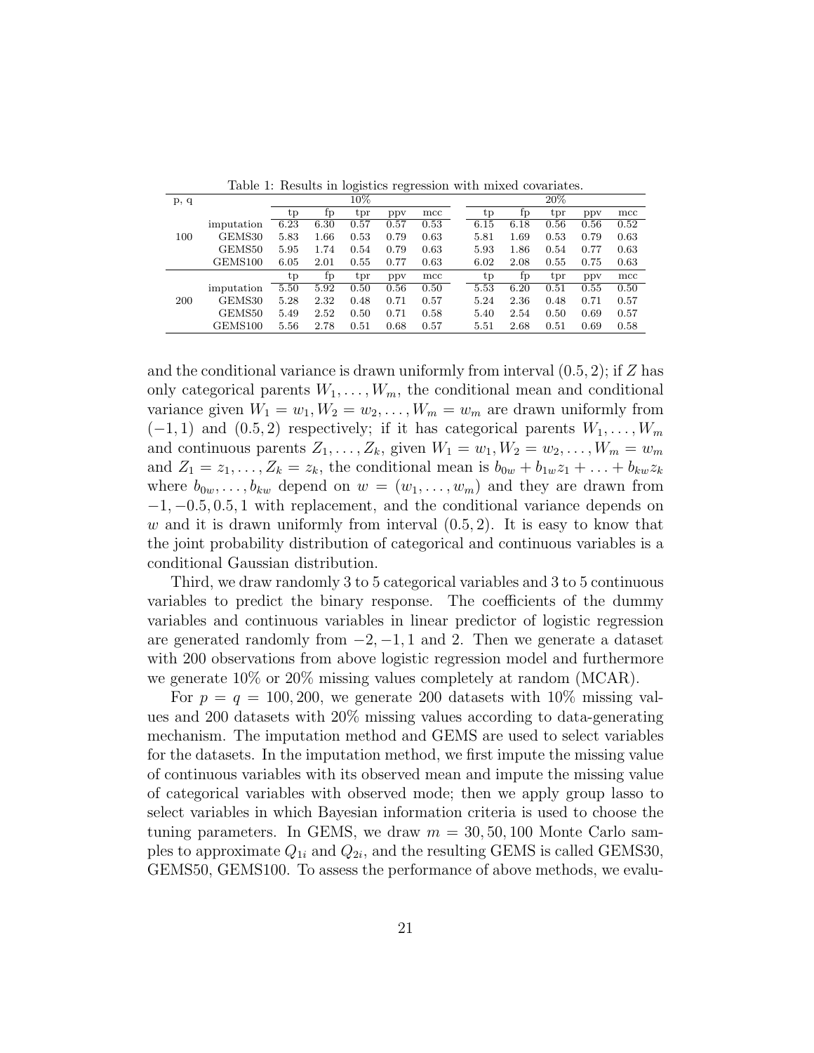Table 1: Results in logistics regression with mixed covariates.

| p, q | | 10% | | | | | 20% | | | | |
|---|---|---|---|---|---|---|---|---|---|---|---|
| | | tp | fp | tpr | ppv | mcc | tp | fp | tpr | ppv | mcc |
| 100 | imputation | 6.23 | 6.30 | 0.57 | 0.57 | 0.53 | 6.15 | 6.18 | 0.56 | 0.56 | 0.52 |
| | GEMS30 | 5.83 | 1.66 | 0.53 | 0.79 | 0.63 | 5.81 | 1.69 | 0.53 | 0.79 | 0.63 |
| | GEMS50 | 5.95 | 1.74 | 0.54 | 0.79 | 0.63 | 5.93 | 1.86 | 0.54 | 0.77 | 0.63 |
| | GEMS100 | 6.05 | 2.01 | 0.55 | 0.77 | 0.63 | 6.02 | 2.08 | 0.55 | 0.75 | 0.63 |
| | | tp | fp | tpr | ppv | mcc | tp | fp | tpr | ppv | mcc |
| 200 | imputation | 5.50 | 5.92 | 0.50 | 0.56 | 0.50 | 5.53 | 6.20 | 0.51 | 0.55 | 0.50 |
| | GEMS30 | 5.28 | 2.32 | 0.48 | 0.71 | 0.57 | 5.24 | 2.36 | 0.48 | 0.71 | 0.57 |
| | GEMS50 | 5.49 | 2.52 | 0.50 | 0.71 | 0.58 | 5.40 | 2.54 | 0.50 | 0.69 | 0.57 |
| | GEMS100 | 5.56 | 2.78 | 0.51 | 0.68 | 0.57 | 5.51 | 2.68 | 0.51 | 0.69 | 0.58 |

and the conditional variance is drawn uniformly from interval $(0.5, 2)$; if $Z$ has only categorical parents $W_1, \ldots, W_m$, the conditional mean and conditional variance given $W_1 = w_1, W_2 = w_2, \ldots, W_m = w_m$ are drawn uniformly from $(-1, 1)$ and $(0.5, 2)$ respectively; if it has categorical parents $W_1, \ldots, W_m$ and continuous parents $Z_1, \ldots, Z_k$, given $W_1 = w_1, W_2 = w_2, \ldots, W_m = w_m$ and $Z_1 = z_1, \ldots, Z_k = z_k$, the conditional mean is $b_{0w} + b_{1w}z_1 + \ldots + b_{kw}z_k$ where $b_{0w}, \ldots, b_{kw}$ depend on $w = (w_1, \ldots, w_m)$ and they are drawn from $-1, -0.5, 0.5, 1$ with replacement, and the conditional variance depends on $w$ and it is drawn uniformly from interval $(0.5, 2)$. It is easy to know that the joint probability distribution of categorical and continuous variables is a conditional Gaussian distribution.

Third, we draw randomly 3 to 5 categorical variables and 3 to 5 continuous variables to predict the binary response. The coefficients of the dummy variables and continuous variables in linear predictor of logistic regression are generated randomly from $-2, -1, 1$ and 2. Then we generate a dataset with 200 observations from above logistic regression model and furthermore we generate 10% or 20% missing values completely at random (MCAR).

For $p = q = 100, 200$, we generate 200 datasets with 10% missing values and 200 datasets with 20% missing values according to data-generating mechanism. The imputation method and GEMS are used to select variables for the datasets. In the imputation method, we first impute the missing value of continuous variables with its observed mean and impute the missing value of categorical variables with observed mode; then we apply group lasso to select variables in which Bayesian information criteria is used to choose the tuning parameters. In GEMS, we draw $m = 30, 50, 100$ Monte Carlo samples to approximate $Q_{1i}$ and $Q_{2i}$, and the resulting GEMS is called GEMS30, GEMS50, GEMS100. To assess the performance of above methods, we evalu-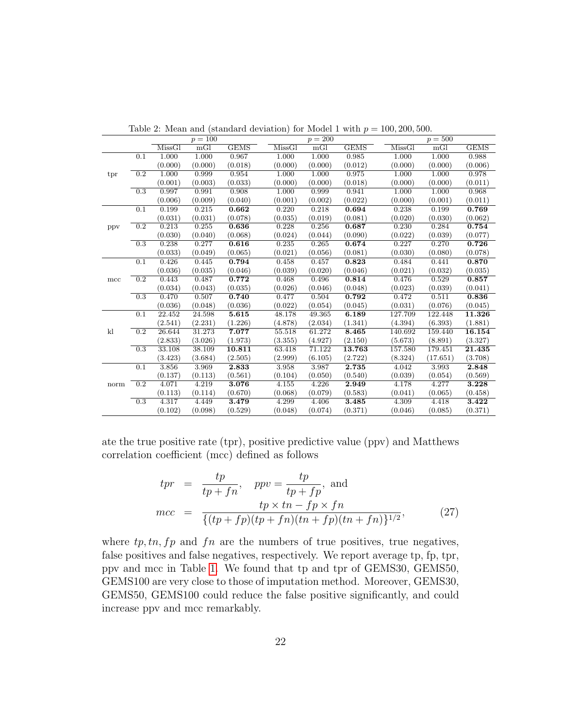Table 2: Mean and (standard deviation) for Model 1 with $p = 100, 200, 500$.

| | | $p = 100$ | | | $p = 200$ | | | $p = 500$ | | |
|---|---|---|---|---|---|---|---|---|---|---|
| | | MissGl | mGl | GEMS | MissGl | mGl | GEMS | MissGl | mGl | GEMS |
| tpr | 0.1 | 1.000 | 1.000 | 0.967 | 1.000 | 1.000 | 0.985 | 1.000 | 1.000 | 0.988 |
| | | (0.000) | (0.000) | (0.018) | (0.000) | (0.000) | (0.012) | (0.000) | (0.000) | (0.006) |
| | 0.2 | 1.000 | 0.999 | 0.954 | 1.000 | 1.000 | 0.975 | 1.000 | 1.000 | 0.978 |
| | | (0.001) | (0.003) | (0.033) | (0.000) | (0.000) | (0.018) | (0.000) | (0.000) | (0.011) |
| | 0.3 | 0.997 | 0.991 | 0.908 | 1.000 | 0.999 | 0.941 | 1.000 | 1.000 | 0.968 |
| | | (0.006) | (0.009) | (0.040) | (0.001) | (0.002) | (0.022) | (0.000) | (0.001) | (0.011) |
| ppv | 0.1 | 0.199 | 0.215 | **0.662** | 0.220 | 0.218 | **0.694** | 0.238 | 0.199 | **0.769** |
| | | (0.031) | (0.031) | (0.078) | (0.035) | (0.019) | (0.081) | (0.020) | (0.030) | (0.062) |
| | 0.2 | 0.213 | 0.255 | **0.636** | 0.228 | 0.256 | **0.687** | 0.230 | 0.284 | **0.754** |
| | | (0.030) | (0.040) | (0.068) | (0.024) | (0.044) | (0.090) | (0.022) | (0.039) | (0.077) |
| | 0.3 | 0.238 | 0.277 | **0.616** | 0.235 | 0.265 | **0.674** | 0.227 | 0.270 | **0.726** |
| | | (0.033) | (0.049) | (0.065) | (0.021) | (0.056) | (0.081) | (0.030) | (0.080) | (0.078) |
| mcc | 0.1 | 0.426 | 0.445 | **0.794** | 0.458 | 0.457 | **0.823** | 0.484 | 0.441 | **0.870** |
| | | (0.036) | (0.035) | (0.046) | (0.039) | (0.020) | (0.046) | (0.021) | (0.032) | (0.035) |
| | 0.2 | 0.443 | 0.487 | **0.772** | 0.468 | 0.496 | **0.814** | 0.476 | 0.529 | **0.857** |
| | | (0.034) | (0.043) | (0.035) | (0.026) | (0.046) | (0.048) | (0.023) | (0.039) | (0.041) |
| | 0.3 | 0.470 | 0.507 | **0.740** | 0.477 | 0.504 | **0.792** | 0.472 | 0.511 | **0.836** |
| | | (0.036) | (0.048) | (0.036) | (0.022) | (0.054) | (0.045) | (0.031) | (0.076) | (0.045) |
| kl | 0.1 | 22.452 | 24.598 | **5.615** | 48.178 | 49.365 | **6.189** | 127.709 | 122.448 | **11.326** |
| | | (2.541) | (2.231) | (1.226) | (4.878) | (2.034) | (1.341) | (4.394) | (6.393) | (1.881) |
| | 0.2 | 26.644 | 31.273 | **7.077** | 55.518 | 61.272 | **8.465** | 140.692 | 159.440 | **16.154** |
| | | (2.833) | (3.026) | (1.973) | (3.355) | (4.927) | (2.150) | (5.673) | (8.891) | (3.327) |
| | 0.3 | 33.108 | 38.109 | **10.811** | 63.418 | 71.122 | **13.763** | 157.580 | 179.451 | **21.435** |
| | | (3.423) | (3.684) | (2.505) | (2.999) | (6.105) | (2.722) | (8.324) | (17.651) | (3.708) |
| norm | 0.1 | 3.856 | 3.969 | **2.833** | 3.958 | 3.987 | **2.735** | 4.042 | 3.993 | **2.848** |
| | | (0.137) | (0.113) | (0.561) | (0.104) | (0.050) | (0.540) | (0.039) | (0.054) | (0.569) |
| | 0.2 | 4.071 | 4.219 | **3.076** | 4.155 | 4.226 | **2.949** | 4.178 | 4.277 | **3.228** |
| | | (0.113) | (0.114) | (0.670) | (0.068) | (0.079) | (0.583) | (0.041) | (0.065) | (0.458) |
| | 0.3 | 4.317 | 4.449 | **3.479** | 4.299 | 4.406 | **3.485** | 4.309 | 4.418 | **3.422** |
| | | (0.102) | (0.098) | (0.529) | (0.048) | (0.074) | (0.371) | (0.046) | (0.085) | (0.371) |

ate the true positive rate (tpr), positive predictive value (ppv) and Matthews correlation coefficient (mcc) defined as follows

$$
\begin{aligned}
tpr &= \frac{tp}{tp+fn}, \quad ppv = \frac{tp}{tp+fp}, \text{ and} \\
mcc &= \frac{tp \times tn - fp \times fn}{\{(tp+fp)(tp+fn)(tn+fp)(tn+fn)\}^{1/2}},
\end{aligned} \tag{27}
$$

where $tp, tn, fp$ and $fn$ are the numbers of true positives, true negatives, false positives and false negatives, respectively. We report average tp, fp, tpr, ppv and mcc in Table 1. We found that tp and tpr of GEMS30, GEMS50, GEMS100 are very close to those of imputation method. Moreover, GEMS30, GEMS50, GEMS100 could reduce the false positive significantly, and could increase ppv and mcc remarkably.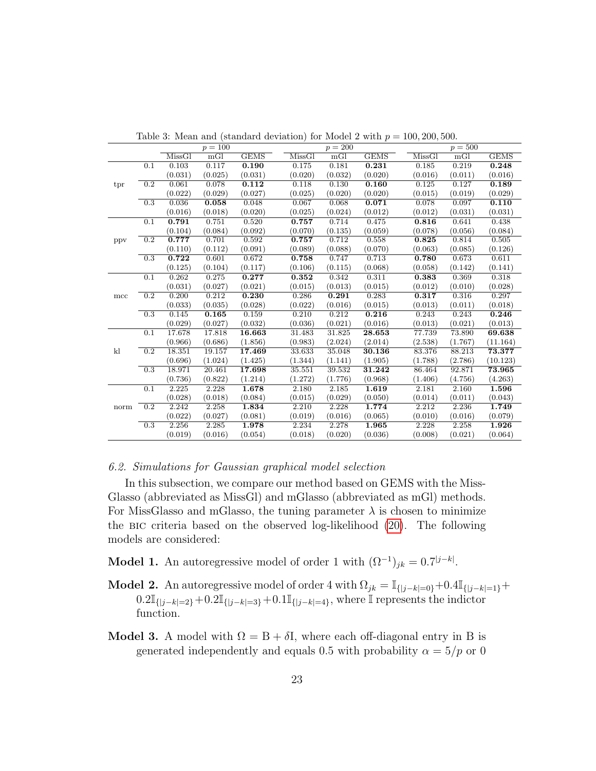Table 3: Mean and (standard deviation) for Model 2 with $p = 100, 200, 500$.

| | | $p = 100$ | | | $p = 200$ | | | $p = 500$ | | |
|---|---|---|---|---|---|---|---|---|---|---|
| | | MissGl | mGl | GEMS | MissGl | mGl | GEMS | MissGl | mGl | GEMS |
| tpr | 0.1 | 0.103 | 0.117 | **0.190** | 0.175 | 0.181 | **0.231** | 0.185 | 0.219 | **0.248** |
| | | (0.031) | (0.025) | (0.031) | (0.020) | (0.032) | (0.020) | (0.016) | (0.011) | (0.016) |
| | 0.2 | 0.061 | 0.078 | **0.112** | 0.118 | 0.130 | **0.160** | 0.125 | 0.127 | **0.189** |
| | | (0.022) | (0.029) | (0.027) | (0.025) | (0.020) | (0.020) | (0.015) | (0.019) | (0.029) |
| | 0.3 | 0.036 | **0.058** | 0.048 | 0.067 | 0.068 | **0.071** | 0.078 | 0.097 | **0.110** |
| | | (0.016) | (0.018) | (0.020) | (0.025) | (0.024) | (0.012) | (0.012) | (0.031) | (0.031) |
| ppv | 0.1 | **0.791** | 0.751 | 0.520 | **0.757** | 0.714 | 0.475 | **0.816** | 0.641 | 0.438 |
| | | (0.104) | (0.084) | (0.092) | (0.070) | (0.135) | (0.059) | (0.078) | (0.056) | (0.084) |
| | 0.2 | **0.777** | 0.701 | 0.592 | **0.757** | 0.712 | 0.558 | **0.825** | 0.814 | 0.505 |
| | | (0.110) | (0.112) | (0.091) | (0.089) | (0.088) | (0.070) | (0.063) | (0.085) | (0.126) |
| | 0.3 | **0.722** | 0.601 | 0.672 | **0.758** | 0.747 | 0.713 | **0.780** | 0.673 | 0.611 |
| | | (0.125) | (0.104) | (0.117) | (0.106) | (0.115) | (0.068) | (0.058) | (0.142) | (0.141) |
| mcc | 0.1 | 0.262 | 0.275 | **0.277** | **0.352** | 0.342 | 0.311 | **0.383** | 0.369 | 0.318 |
| | | (0.031) | (0.027) | (0.021) | (0.015) | (0.013) | (0.015) | (0.012) | (0.010) | (0.028) |
| | 0.2 | 0.200 | 0.212 | **0.230** | 0.286 | **0.291** | 0.283 | **0.317** | 0.316 | 0.297 |
| | | (0.033) | (0.035) | (0.028) | (0.022) | (0.016) | (0.015) | (0.013) | (0.011) | (0.018) |
| | 0.3 | 0.145 | **0.165** | 0.159 | 0.210 | 0.212 | **0.216** | 0.243 | 0.243 | **0.246** |
| | | (0.029) | (0.027) | (0.032) | (0.036) | (0.021) | (0.016) | (0.013) | (0.021) | (0.013) |
| kl | 0.1 | 17.678 | 17.818 | **16.663** | 31.483 | 31.825 | **28.653** | 77.739 | 73.890 | **69.638** |
| | | (0.966) | (0.686) | (1.856) | (0.983) | (2.024) | (2.014) | (2.538) | (1.767) | (11.164) |
| | 0.2 | 18.351 | 19.157 | **17.469** | 33.633 | 35.048 | **30.136** | 83.376 | 88.213 | **73.377** |
| | | (0.696) | (1.024) | (1.425) | (1.344) | (1.141) | (1.905) | (1.788) | (2.786) | (10.123) |
| | 0.3 | 18.971 | 20.461 | **17.698** | 35.551 | 39.532 | **31.242** | 86.464 | 92.871 | **73.965** |
| | | (0.736) | (0.822) | (1.214) | (1.272) | (1.776) | (0.968) | (1.406) | (4.756) | (4.263) |
| norm | 0.1 | 2.225 | 2.228 | **1.678** | 2.180 | 2.185 | **1.619** | 2.181 | 2.160 | **1.596** |
| | | (0.028) | (0.018) | (0.084) | (0.015) | (0.029) | (0.050) | (0.014) | (0.011) | (0.043) |
| | 0.2 | 2.242 | 2.258 | **1.834** | 2.210 | 2.228 | **1.774** | 2.212 | 2.236 | **1.749** |
| | | (0.022) | (0.027) | (0.081) | (0.019) | (0.016) | (0.065) | (0.010) | (0.016) | (0.079) |
| | 0.3 | 2.256 | 2.285 | **1.978** | 2.234 | 2.278 | **1.965** | 2.228 | 2.258 | **1.926** |
| | | (0.019) | (0.016) | (0.054) | (0.018) | (0.020) | (0.036) | (0.008) | (0.021) | (0.064) |

### 6.2. *Simulations for Gaussian graphical model selection*

In this subsection, we compare our method based on GEMS with the MissGlasso (abbreviated as MissGl) and mGlasso (abbreviated as mGl) methods. For MissGlasso and mGlasso, the tuning parameter $\lambda$ is chosen to minimize the BIC criteria based on the observed log-likelihood (20). The following models are considered:

**Model 1.** An autoregressive model of order 1 with $(\Omega^{-1})_{jk} = 0.7^{|j-k|}$.

**Model 2.** An autoregressive model of order 4 with $\Omega_{jk} = \mathbb{I}_{\{|j-k|=0\}} + 0.4\mathbb{I}_{\{|j-k|=1\}} + 0.2\mathbb{I}_{\{|j-k|=2\}} + 0.2\mathbb{I}_{\{|j-k|=3\}} + 0.1\mathbb{I}_{\{|j-k|=4\}}$, where $\mathbb{I}$ represents the indictor function.

**Model 3.** A model with $\Omega = \mathrm{B} + \delta\mathrm{I}$, where each off-diagonal entry in B is generated independently and equals 0.5 with probability $\alpha = 5/p$ or 0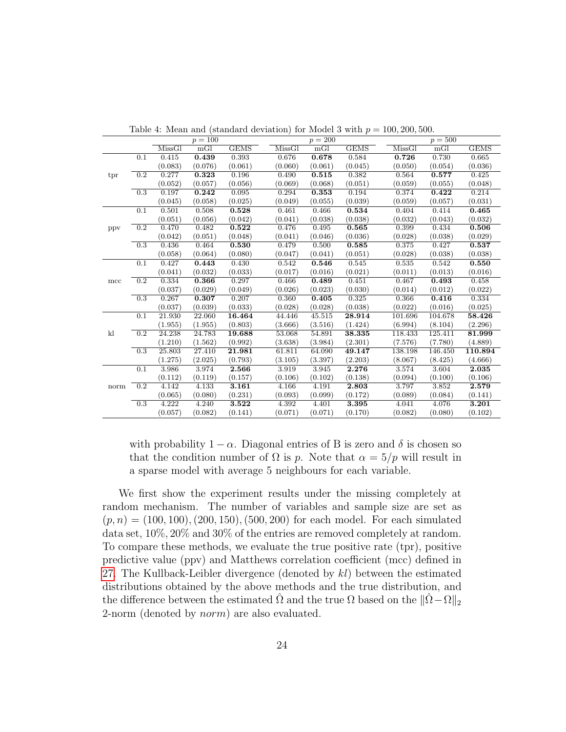Table 4: Mean and (standard deviation) for Model 3 with $p = 100, 200, 500$.

| | | $p = 100$ | | | $p = 200$ | | | $p = 500$ | | |
|---|---|---|---|---|---|---|---|---|---|---|
| | | MissGl | mGl | GEMS | MissGl | mGl | GEMS | MissGl | mGl | GEMS |
| tpr | 0.1 | 0.415 | **0.439** | 0.393 | 0.676 | **0.678** | 0.584 | **0.726** | 0.730 | 0.665 |
| | | (0.083) | (0.076) | (0.061) | (0.060) | (0.061) | (0.045) | (0.050) | (0.054) | (0.036) |
| | 0.2 | 0.277 | **0.323** | 0.196 | 0.490 | **0.515** | 0.382 | 0.564 | **0.577** | 0.425 |
| | | (0.052) | (0.057) | (0.056) | (0.069) | (0.068) | (0.051) | (0.059) | (0.055) | (0.048) |
| | 0.3 | 0.197 | **0.242** | 0.095 | 0.294 | **0.353** | 0.194 | 0.374 | **0.422** | 0.214 |
| | | (0.045) | (0.058) | (0.025) | (0.049) | (0.055) | (0.039) | (0.059) | (0.057) | (0.031) |
| ppv | 0.1 | 0.501 | 0.508 | **0.528** | 0.461 | 0.466 | **0.534** | 0.404 | 0.414 | **0.465** |
| | | (0.051) | (0.056) | (0.042) | (0.041) | (0.038) | (0.038) | (0.032) | (0.043) | (0.032) |
| | 0.2 | 0.470 | 0.482 | **0.522** | 0.476 | 0.495 | **0.565** | 0.399 | 0.434 | **0.506** |
| | | (0.042) | (0.051) | (0.048) | (0.041) | (0.046) | (0.036) | (0.028) | (0.038) | (0.029) |
| | 0.3 | 0.436 | 0.464 | **0.530** | 0.479 | 0.500 | **0.585** | 0.375 | 0.427 | **0.537** |
| | | (0.058) | (0.064) | (0.080) | (0.047) | (0.041) | (0.051) | (0.028) | (0.038) | (0.038) |
| mcc | 0.1 | 0.427 | **0.443** | 0.430 | 0.542 | **0.546** | 0.545 | 0.535 | 0.542 | **0.550** |
| | | (0.041) | (0.032) | (0.033) | (0.017) | (0.016) | (0.021) | (0.011) | (0.013) | (0.016) |
| | 0.2 | 0.334 | **0.366** | 0.297 | 0.466 | **0.489** | 0.451 | 0.467 | **0.493** | 0.458 |
| | | (0.037) | (0.029) | (0.049) | (0.026) | (0.023) | (0.030) | (0.014) | (0.012) | (0.022) |
| | 0.3 | 0.267 | **0.307** | 0.207 | 0.360 | **0.405** | 0.325 | 0.366 | **0.416** | 0.334 |
| | | (0.037) | (0.039) | (0.033) | (0.028) | (0.028) | (0.038) | (0.022) | (0.016) | (0.025) |
| kl | 0.1 | 21.930 | 22.060 | **16.464** | 44.446 | 45.515 | **28.914** | 101.696 | 104.678 | **58.426** |
| | | (1.955) | (1.955) | (0.803) | (3.666) | (3.516) | (1.424) | (6.994) | (8.104) | (2.296) |
| | 0.2 | 24.238 | 24.783 | **19.688** | 53.068 | 54.891 | **38.335** | 118.433 | 125.411 | **81.999** |
| | | (1.210) | (1.562) | (0.992) | (3.638) | (3.984) | (2.301) | (7.576) | (7.780) | (4.889) |
| | 0.3 | 25.803 | 27.410 | **21.981** | 61.811 | 64.090 | **49.147** | 138.198 | 146.450 | **110.894** |
| | | (1.275) | (2.025) | (0.793) | (3.105) | (3.397) | (2.203) | (8.067) | (8.425) | (4.666) |
| norm | 0.1 | 3.986 | 3.974 | **2.566** | 3.919 | 3.945 | **2.276** | 3.574 | 3.604 | **2.035** |
| | | (0.112) | (0.119) | (0.157) | (0.106) | (0.102) | (0.138) | (0.094) | (0.100) | (0.106) |
| | 0.2 | 4.142 | 4.133 | **3.161** | 4.166 | 4.191 | **2.803** | 3.797 | 3.852 | **2.579** |
| | | (0.065) | (0.080) | (0.231) | (0.093) | (0.099) | (0.172) | (0.089) | (0.084) | (0.141) |
| | 0.3 | 4.222 | 4.240 | **3.522** | 4.392 | 4.401 | **3.395** | 4.041 | 4.076 | **3.201** |
| | | (0.057) | (0.082) | (0.141) | (0.071) | (0.071) | (0.170) | (0.082) | (0.080) | (0.102) |

with probability $1 - \alpha$. Diagonal entries of B is zero and $\delta$ is chosen so that the condition number of $\Omega$ is $p$. Note that $\alpha = 5/p$ will result in a sparse model with average 5 neighbours for each variable.

We first show the experiment results under the missing completely at random mechanism. The number of variables and sample size are set as $(p, n) = (100, 100), (200, 150), (500, 200)$ for each model. For each simulated data set, 10%, 20% and 30% of the entries are removed completely at random. To compare these methods, we evaluate the true positive rate (tpr), positive predictive value (ppv) and Matthews correlation coefficient (mcc) defined in [27]. The Kullback-Leibler divergence (denoted by *kl*) between the estimated distributions obtained by the above methods and the true distribution, and the difference between the estimated $\hat{\Omega}$ and the true $\Omega$ based on the $\|\hat{\Omega} - \Omega\|_2$ 2-norm (denoted by *norm*) are also evaluated.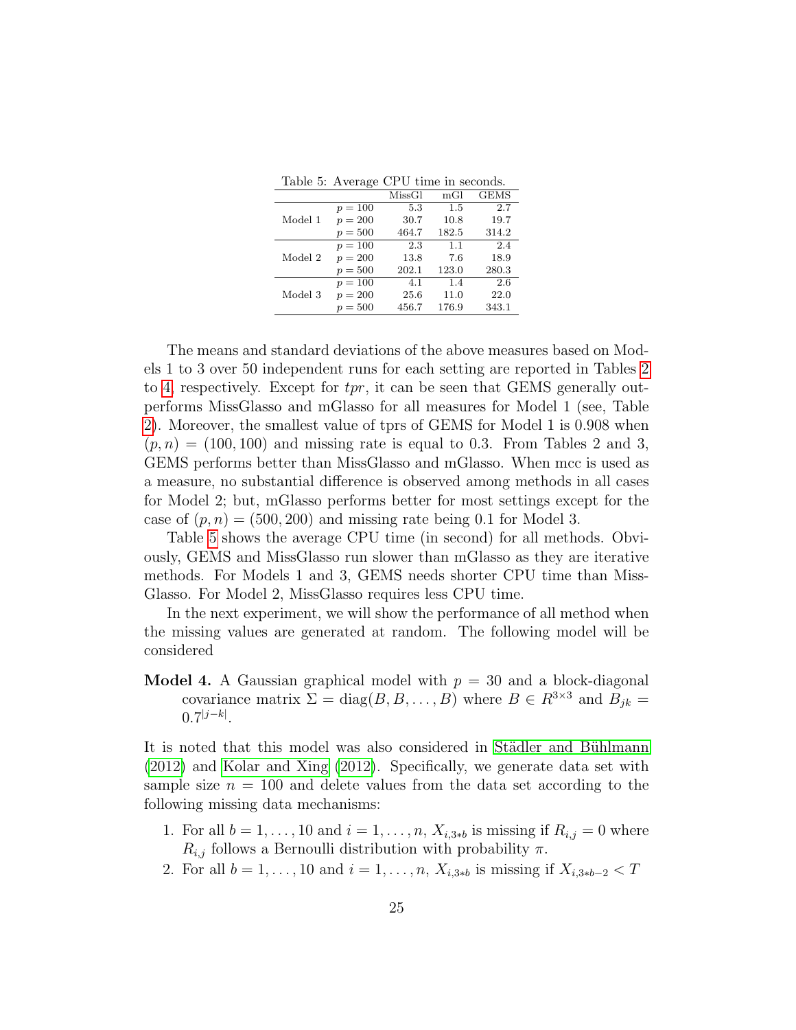Table 5: Average CPU time in seconds.

| | | MissGl | mGl | GEMS |
|---|---|---|---|---|
| Model 1 | $p = 100$ | 5.3 | 1.5 | 2.7 |
| | $p = 200$ | 30.7 | 10.8 | 19.7 |
| | $p = 500$ | 464.7 | 182.5 | 314.2 |
| Model 2 | $p = 100$ | 2.3 | 1.1 | 2.4 |
| | $p = 200$ | 13.8 | 7.6 | 18.9 |
| | $p = 500$ | 202.1 | 123.0 | 280.3 |
| Model 3 | $p = 100$ | 4.1 | 1.4 | 2.6 |
| | $p = 200$ | 25.6 | 11.0 | 22.0 |
| | $p = 500$ | 456.7 | 176.9 | 343.1 |

The means and standard deviations of the above measures based on Models 1 to 3 over 50 independent runs for each setting are reported in Tables 2 to 4, respectively. Except for *tpr*, it can be seen that GEMS generally outperforms MissGlasso and mGlasso for all measures for Model 1 (see, Table 2). Moreover, the smallest value of tprs of GEMS for Model 1 is 0.908 when $(p, n) = (100, 100)$ and missing rate is equal to 0.3. From Tables 2 and 3, GEMS performs better than MissGlasso and mGlasso. When mcc is used as a measure, no substantial difference is observed among methods in all cases for Model 2; but, mGlasso performs better for most settings except for the case of $(p, n) = (500, 200)$ and missing rate being 0.1 for Model 3.

Table 5 shows the average CPU time (in second) for all methods. Obviously, GEMS and MissGlasso run slower than mGlasso as they are iterative methods. For Models 1 and 3, GEMS needs shorter CPU time than MissGlasso. For Model 2, MissGlasso requires less CPU time.

In the next experiment, we will show the performance of all method when the missing values are generated at random. The following model will be considered

**Model 4.** A Gaussian graphical model with $p = 30$ and a block-diagonal covariance matrix $\Sigma = \text{diag}(B, B, \ldots, B)$ where $B \in R^{3\times 3}$ and $B_{jk} = 0.7^{|j-k|}$.

It is noted that this model was also considered in Städler and Bühlmann (2012) and Kolar and Xing (2012). Specifically, we generate data set with sample size $n = 100$ and delete values from the data set according to the following missing data mechanisms:

1. For all $b = 1, \ldots, 10$ and $i = 1, \ldots, n$, $X_{i,3*b}$ is missing if $R_{i,j} = 0$ where $R_{i,j}$ follows a Bernoulli distribution with probability $\pi$.
2. For all $b = 1, \ldots, 10$ and $i = 1, \ldots, n$, $X_{i,3*b}$ is missing if $X_{i,3*b-2} < T$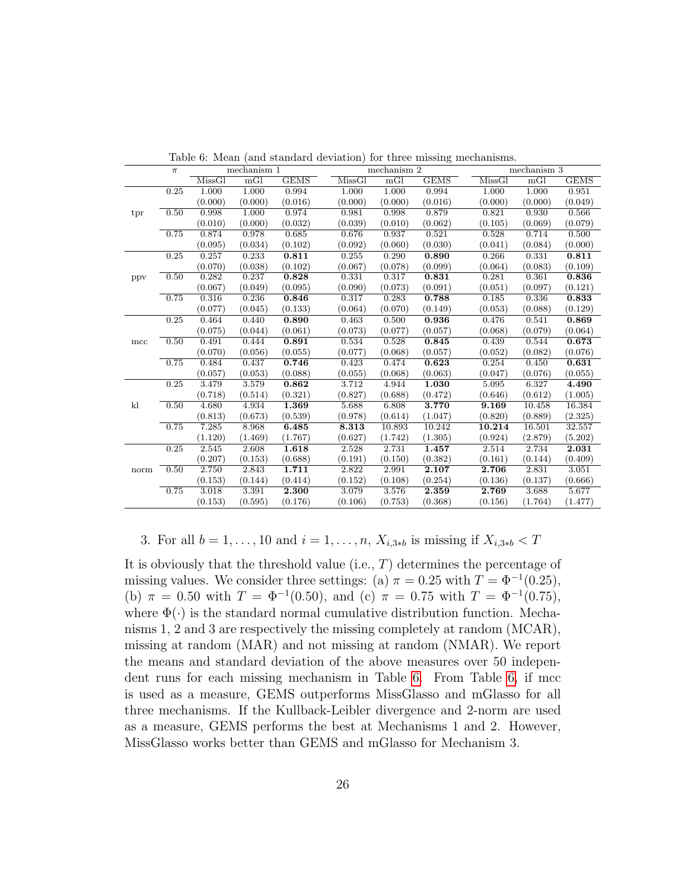Table 6: Mean (and standard deviation) for three missing mechanisms.

| | $\pi$ | mechanism 1 | | | mechanism 2 | | | mechanism 3 | | |
|---|---|---|---|---|---|---|---|---|---|---|
| | | MissGl | mGl | GEMS | MissGl | mGl | GEMS | MissGl | mGl | GEMS |
| tpr | 0.25 | 1.000 | 1.000 | 0.994 | 1.000 | 1.000 | 0.994 | 1.000 | 1.000 | 0.951 |
| | | (0.000) | (0.000) | (0.016) | (0.000) | (0.000) | (0.016) | (0.000) | (0.000) | (0.049) |
| | 0.50 | 0.998 | 1.000 | 0.974 | 0.981 | 0.998 | 0.879 | 0.821 | 0.930 | 0.566 |
| | | (0.010) | (0.000) | (0.032) | (0.039) | (0.010) | (0.062) | (0.105) | (0.069) | (0.079) |
| | 0.75 | 0.874 | 0.978 | 0.685 | 0.676 | 0.937 | 0.521 | 0.528 | 0.714 | 0.500 |
| | | (0.095) | (0.034) | (0.102) | (0.092) | (0.060) | (0.030) | (0.041) | (0.084) | (0.000) |
| ppv | 0.25 | 0.257 | 0.233 | **0.811** | 0.255 | 0.290 | **0.890** | 0.266 | 0.331 | **0.811** |
| | | (0.070) | (0.038) | (0.102) | (0.067) | (0.078) | (0.099) | (0.064) | (0.083) | (0.109) |
| | 0.50 | 0.282 | 0.237 | **0.828** | 0.331 | 0.317 | **0.831** | 0.281 | 0.361 | **0.836** |
| | | (0.067) | (0.049) | (0.095) | (0.090) | (0.073) | (0.091) | (0.051) | (0.097) | (0.121) |
| | 0.75 | 0.316 | 0.236 | **0.846** | 0.317 | 0.283 | **0.788** | 0.185 | 0.336 | **0.833** |
| | | (0.077) | (0.045) | (0.133) | (0.064) | (0.070) | (0.149) | (0.053) | (0.088) | (0.129) |
| mcc | 0.25 | 0.464 | 0.440 | **0.890** | 0.463 | 0.500 | **0.936** | 0.476 | 0.541 | **0.869** |
| | | (0.075) | (0.044) | (0.061) | (0.073) | (0.077) | (0.057) | (0.068) | (0.079) | (0.064) |
| | 0.50 | 0.491 | 0.444 | **0.891** | 0.534 | 0.528 | **0.845** | 0.439 | 0.544 | **0.673** |
| | | (0.070) | (0.056) | (0.055) | (0.077) | (0.068) | (0.057) | (0.052) | (0.082) | (0.076) |
| | 0.75 | 0.484 | 0.437 | **0.746** | 0.423 | 0.474 | **0.623** | 0.254 | 0.450 | **0.631** |
| | | (0.057) | (0.053) | (0.088) | (0.055) | (0.068) | (0.063) | (0.047) | (0.076) | (0.055) |
| kl | 0.25 | 3.479 | 3.579 | **0.862** | 3.712 | 4.944 | **1.030** | 5.095 | 6.327 | **4.490** |
| | | (0.718) | (0.514) | (0.321) | (0.827) | (0.688) | (0.472) | (0.646) | (0.612) | (1.005) |
| | 0.50 | 4.680 | 4.934 | **1.369** | 5.688 | 6.808 | **3.770** | **9.169** | 10.458 | 16.384 |
| | | (0.813) | (0.673) | (0.539) | (0.978) | (0.614) | (1.047) | (0.820) | (0.889) | (2.325) |
| | 0.75 | 7.285 | 8.968 | **6.485** | **8.313** | 10.893 | 10.242 | **10.214** | 16.501 | 32.557 |
| | | (1.120) | (1.469) | (1.767) | (0.627) | (1.742) | (1.305) | (0.924) | (2.879) | (5.202) |
| norm | 0.25 | 2.545 | 2.608 | **1.618** | 2.528 | 2.731 | **1.457** | 2.514 | 2.734 | **2.031** |
| | | (0.207) | (0.153) | (0.688) | (0.191) | (0.150) | (0.382) | (0.161) | (0.144) | (0.409) |
| | 0.50 | 2.750 | 2.843 | **1.711** | 2.822 | 2.991 | **2.107** | **2.706** | 2.831 | 3.051 |
| | | (0.153) | (0.144) | (0.414) | (0.152) | (0.108) | (0.254) | (0.136) | (0.137) | (0.666) |
| | 0.75 | 3.018 | 3.391 | **2.300** | 3.079 | 3.576 | **2.359** | **2.769** | 3.688 | 5.677 |
| | | (0.153) | (0.595) | (0.176) | (0.106) | (0.753) | (0.368) | (0.156) | (1.764) | (1.477) |

3. For all $b = 1, \ldots, 10$ and $i = 1, \ldots, n$, $X_{i,3*b}$ is missing if $X_{i,3*b} < T$

It is obviously that the threshold value (i.e., $T$) determines the percentage of missing values. We consider three settings: (a) $\pi = 0.25$ with $T = \Phi^{-1}(0.25)$, (b) $\pi = 0.50$ with $T = \Phi^{-1}(0.50)$, and (c) $\pi = 0.75$ with $T = \Phi^{-1}(0.75)$, where $\Phi(\cdot)$ is the standard normal cumulative distribution function. Mechanisms 1, 2 and 3 are respectively the missing completely at random (MCAR), missing at random (MAR) and not missing at random (NMAR). We report the means and standard deviation of the above measures over 50 independent runs for each missing mechanism in Table 6. From Table 6, if mcc is used as a measure, GEMS outperforms MissGlasso and mGlasso for all three mechanisms. If the Kullback-Leibler divergence and 2-norm are used as a measure, GEMS performs the best at Mechanisms 1 and 2. However, MissGlasso works better than GEMS and mGlasso for Mechanism 3.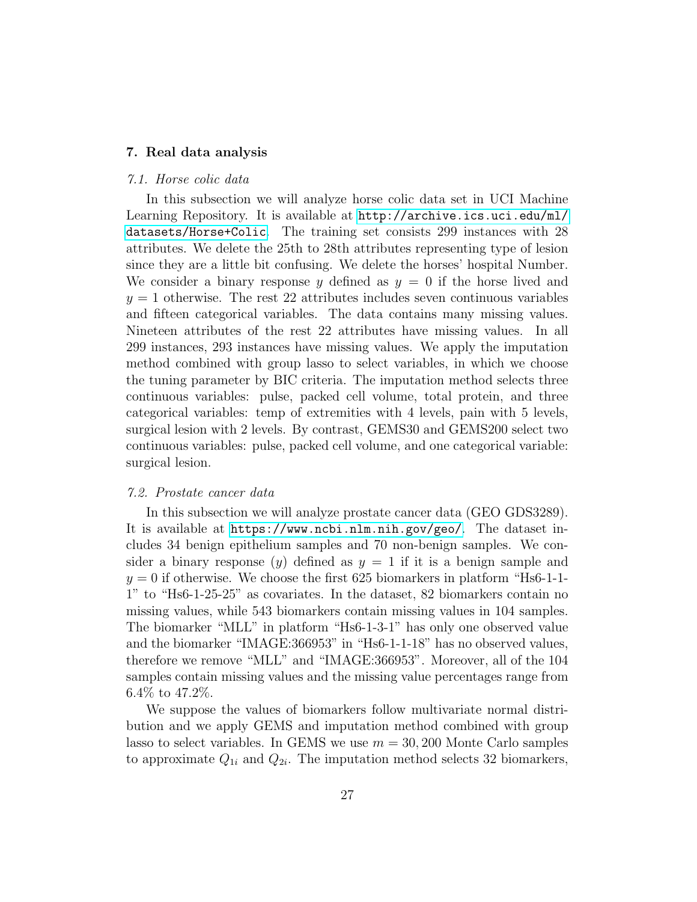## 7. Real data analysis

### *7.1. Horse colic data*

In this subsection we will analyze horse colic data set in UCI Machine Learning Repository. It is available at http://archive.ics.uci.edu/ml/datasets/Horse+Colic. The training set consists 299 instances with 28 attributes. We delete the 25th to 28th attributes representing type of lesion since they are a little bit confusing. We delete the horses' hospital Number. We consider a binary response $y$ defined as $y = 0$ if the horse lived and $y = 1$ otherwise. The rest 22 attributes includes seven continuous variables and fifteen categorical variables. The data contains many missing values. Nineteen attributes of the rest 22 attributes have missing values. In all 299 instances, 293 instances have missing values. We apply the imputation method combined with group lasso to select variables, in which we choose the tuning parameter by BIC criteria. The imputation method selects three continuous variables: pulse, packed cell volume, total protein, and three categorical variables: temp of extremities with 4 levels, pain with 5 levels, surgical lesion with 2 levels. By contrast, GEMS30 and GEMS200 select two continuous variables: pulse, packed cell volume, and one categorical variable: surgical lesion.

### *7.2. Prostate cancer data*

In this subsection we will analyze prostate cancer data (GEO GDS3289). It is available at https://www.ncbi.nlm.nih.gov/geo/. The dataset includes 34 benign epithelium samples and 70 non-benign samples. We consider a binary response ($y$) defined as $y = 1$ if it is a benign sample and $y = 0$ if otherwise. We choose the first 625 biomarkers in platform "Hs6-1-1-1" to "Hs6-1-25-25" as covariates. In the dataset, 82 biomarkers contain no missing values, while 543 biomarkers contain missing values in 104 samples. The biomarker "MLL" in platform "Hs6-1-3-1" has only one observed value and the biomarker "IMAGE:366953" in "Hs6-1-1-18" has no observed values, therefore we remove "MLL" and "IMAGE:366953". Moreover, all of the 104 samples contain missing values and the missing value percentages range from 6.4% to 47.2%.

We suppose the values of biomarkers follow multivariate normal distribution and we apply GEMS and imputation method combined with group lasso to select variables. In GEMS we use $m = 30, 200$ Monte Carlo samples to approximate $Q_{1i}$ and $Q_{2i}$. The imputation method selects 32 biomarkers,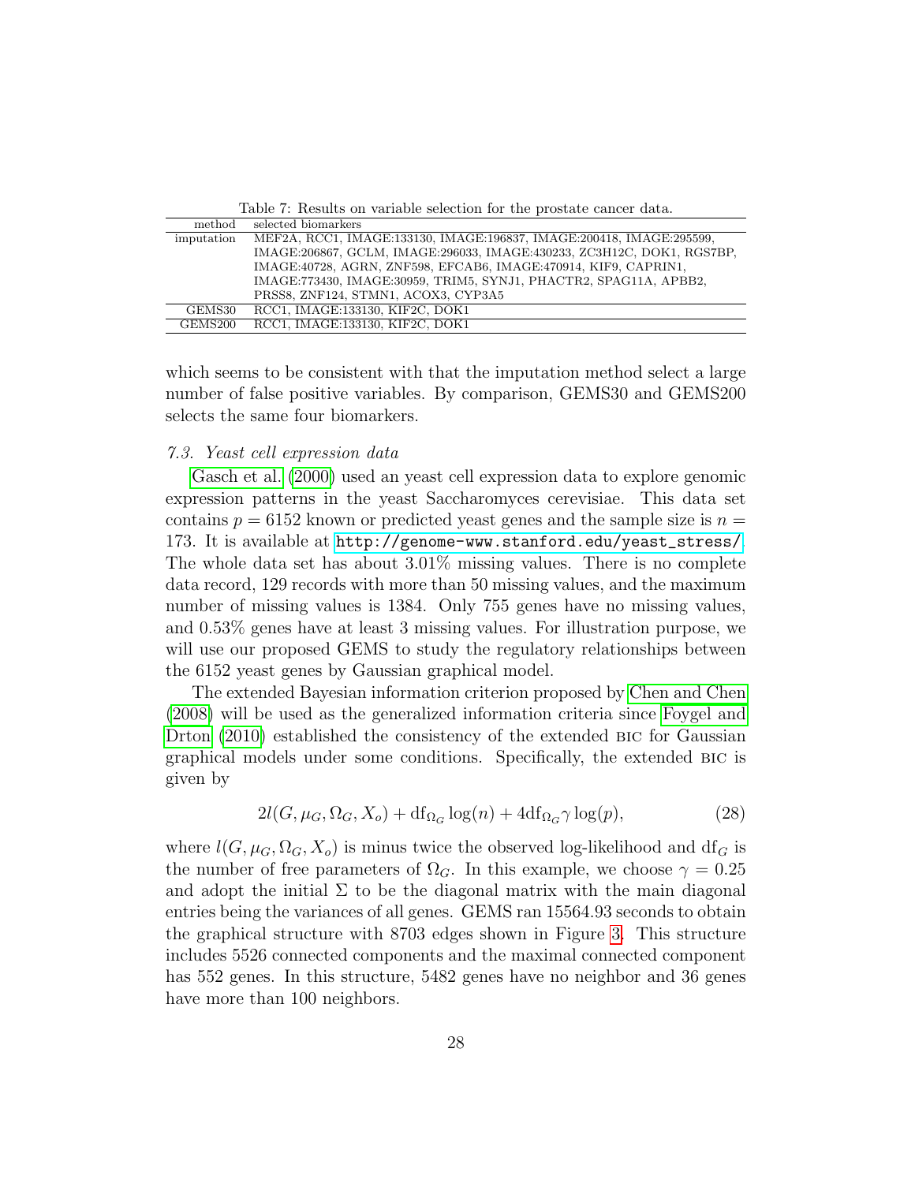Table 7: Results on variable selection for the prostate cancer data.

| method | selected biomarkers |
|---|---|
| imputation | MEF2A, RCC1, IMAGE:133130, IMAGE:196837, IMAGE:200418, IMAGE:295599, IMAGE:206867, GCLM, IMAGE:296033, IMAGE:430233, ZC3H12C, DOK1, RGS7BP, IMAGE:40728, AGRN, ZNF598, EFCAB6, IMAGE:470914, KIF9, CAPRIN1, IMAGE:773430, IMAGE:30959, TRIM5, SYNJ1, PHACTR2, SPAG11A, APBB2, PRSS8, ZNF124, STMN1, ACOX3, CYP3A5 |
| GEMS30 | RCC1, IMAGE:133130, KIF2C, DOK1 |
| GEMS200 | RCC1, IMAGE:133130, KIF2C, DOK1 |

which seems to be consistent with that the imputation method select a large number of false positive variables. By comparison, GEMS30 and GEMS200 selects the same four biomarkers.

### *7.3. Yeast cell expression data*

Gasch et al. (2000) used an yeast cell expression data to explore genomic expression patterns in the yeast Saccharomyces cerevisiae. This data set contains $p = 6152$ known or predicted yeast genes and the sample size is $n = 173$. It is available at `http://genome-www.stanford.edu/yeast_stress/`. The whole data set has about 3.01% missing values. There is no complete data record, 129 records with more than 50 missing values, and the maximum number of missing values is 1384. Only 755 genes have no missing values, and 0.53% genes have at least 3 missing values. For illustration purpose, we will use our proposed GEMS to study the regulatory relationships between the 6152 yeast genes by Gaussian graphical model.

The extended Bayesian information criterion proposed by Chen and Chen (2008) will be used as the generalized information criteria since Foygel and Drton (2010) established the consistency of the extended BIC for Gaussian graphical models under some conditions. Specifically, the extended BIC is given by

$$2l(G, \mu_G, \Omega_G, X_o) + \mathrm{df}_{\Omega_G} \log(n) + 4\mathrm{df}_{\Omega_G} \gamma \log(p), \tag{28}$$

where $l(G, \mu_G, \Omega_G, X_o)$ is minus twice the observed log-likelihood and $\mathrm{df}_G$ is the number of free parameters of $\Omega_G$. In this example, we choose $\gamma = 0.25$ and adopt the initial $\Sigma$ to be the diagonal matrix with the main diagonal entries being the variances of all genes. GEMS ran 15564.93 seconds to obtain the graphical structure with 8703 edges shown in Figure 3. This structure includes 5526 connected components and the maximal connected component has 552 genes. In this structure, 5482 genes have no neighbor and 36 genes have more than 100 neighbors.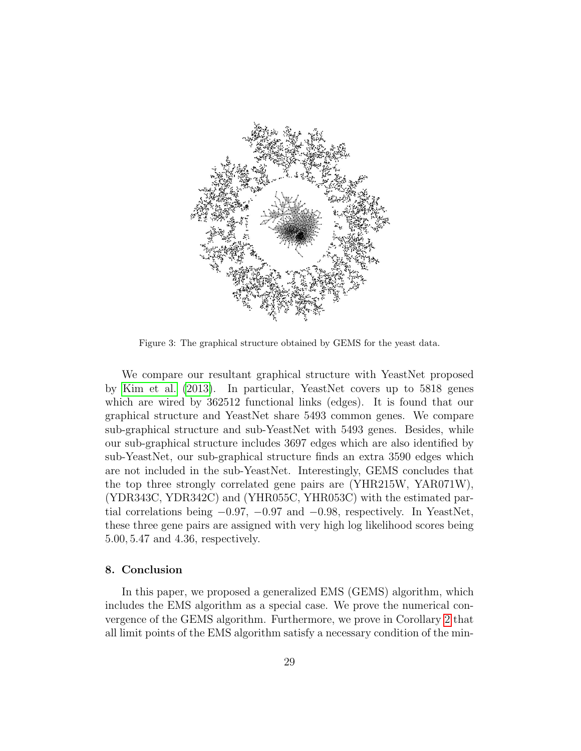Figure 3: The graphical structure obtained by GEMS for the yeast data.

We compare our resultant graphical structure with YeastNet proposed by Kim et al. (2013). In particular, YeastNet covers up to 5818 genes which are wired by 362512 functional links (edges). It is found that our graphical structure and YeastNet share 5493 common genes. We compare sub-graphical structure and sub-YeastNet with 5493 genes. Besides, while our sub-graphical structure includes 3697 edges which are also identified by sub-YeastNet, our sub-graphical structure finds an extra 3590 edges which are not included in the sub-YeastNet. Interestingly, GEMS concludes that the top three strongly correlated gene pairs are (YHR215W, YAR071W), (YDR343C, YDR342C) and (YHR055C, YHR053C) with the estimated partial correlations being $-0.97$, $-0.97$ and $-0.98$, respectively. In YeastNet, these three gene pairs are assigned with very high log likelihood scores being $5.00, 5.47$ and $4.36$, respectively.

## 8. Conclusion

In this paper, we proposed a generalized EMS (GEMS) algorithm, which includes the EMS algorithm as a special case. We prove the numerical convergence of the GEMS algorithm. Furthermore, we prove in Corollary 2 that all limit points of the EMS algorithm satisfy a necessary condition of the min-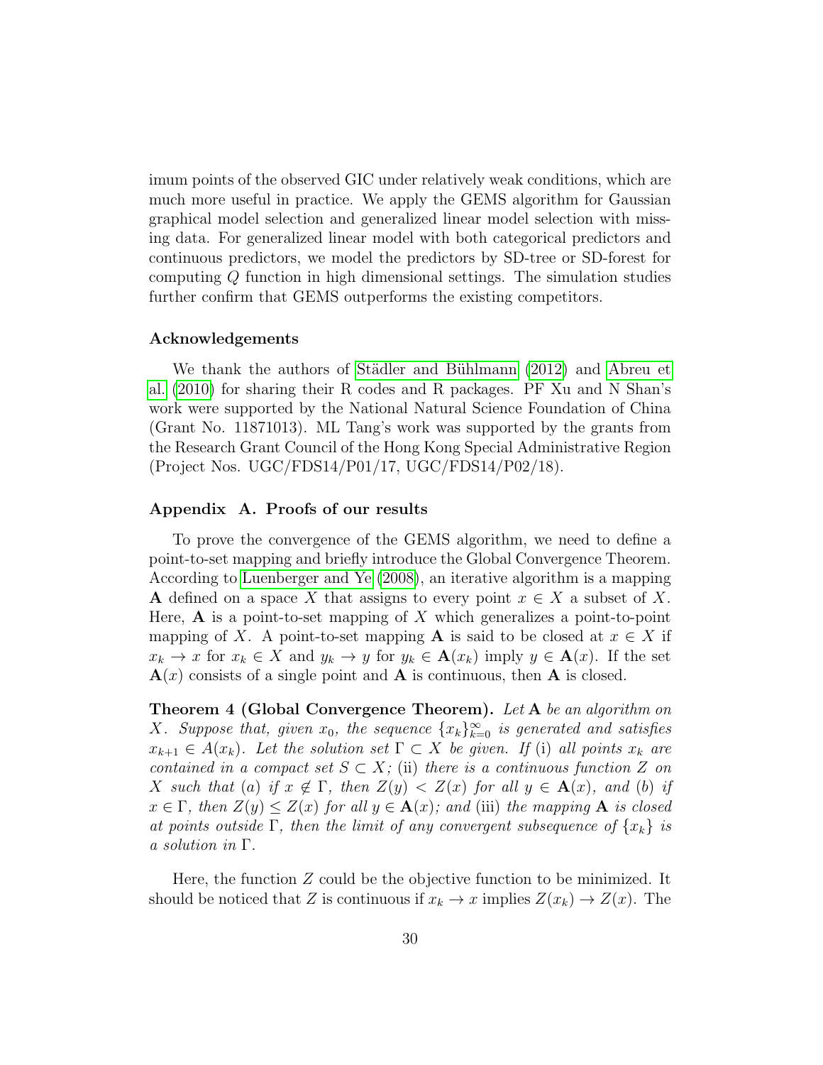imum points of the observed GIC under relatively weak conditions, which are much more useful in practice. We apply the GEMS algorithm for Gaussian graphical model selection and generalized linear model selection with missing data. For generalized linear model with both categorical predictors and continuous predictors, we model the predictors by SD-tree or SD-forest for computing $Q$ function in high dimensional settings. The simulation studies further confirm that GEMS outperforms the existing competitors.

#### Acknowledgements

We thank the authors of Städler and Bühlmann (2012) and Abreu et al. (2010) for sharing their R codes and R packages. PF Xu and N Shan's work were supported by the National Natural Science Foundation of China (Grant No. 11871013). ML Tang's work was supported by the grants from the Research Grant Council of the Hong Kong Special Administrative Region (Project Nos. UGC/FDS14/P01/17, UGC/FDS14/P02/18).

### Appendix A. Proofs of our results

To prove the convergence of the GEMS algorithm, we need to define a point-to-set mapping and briefly introduce the Global Convergence Theorem. According to Luenberger and Ye (2008), an iterative algorithm is a mapping $\mathbf{A}$ defined on a space $X$ that assigns to every point $x \in X$ a subset of $X$. Here, $\mathbf{A}$ is a point-to-set mapping of $X$ which generalizes a point-to-point mapping of $X$. A point-to-set mapping $\mathbf{A}$ is said to be closed at $x \in X$ if $x_k \to x$ for $x_k \in X$ and $y_k \to y$ for $y_k \in \mathbf{A}(x_k)$ imply $y \in \mathbf{A}(x)$. If the set $\mathbf{A}(x)$ consists of a single point and $\mathbf{A}$ is continuous, then $\mathbf{A}$ is closed.

**Theorem 4 (Global Convergence Theorem).** *Let $\mathbf{A}$ be an algorithm on $X$. Suppose that, given $x_0$, the sequence $\{x_k\}_{k=0}^{\infty}$ is generated and satisfies $x_{k+1} \in A(x_k)$. Let the solution set $\Gamma \subset X$ be given. If* (i) *all points $x_k$ are contained in a compact set $S \subset X$;* (ii) *there is a continuous function $Z$ on $X$ such that (a) if $x \notin \Gamma$, then $Z(y) < Z(x)$ for all $y \in \mathbf{A}(x)$, and (b) if $x \in \Gamma$, then $Z(y) \leq Z(x)$ for all $y \in \mathbf{A}(x)$; and* (iii) *the mapping $\mathbf{A}$ is closed at points outside $\Gamma$, then the limit of any convergent subsequence of $\{x_k\}$ is a solution in $\Gamma$.*

Here, the function $Z$ could be the objective function to be minimized. It should be noticed that $Z$ is continuous if $x_k \to x$ implies $Z(x_k) \to Z(x)$. The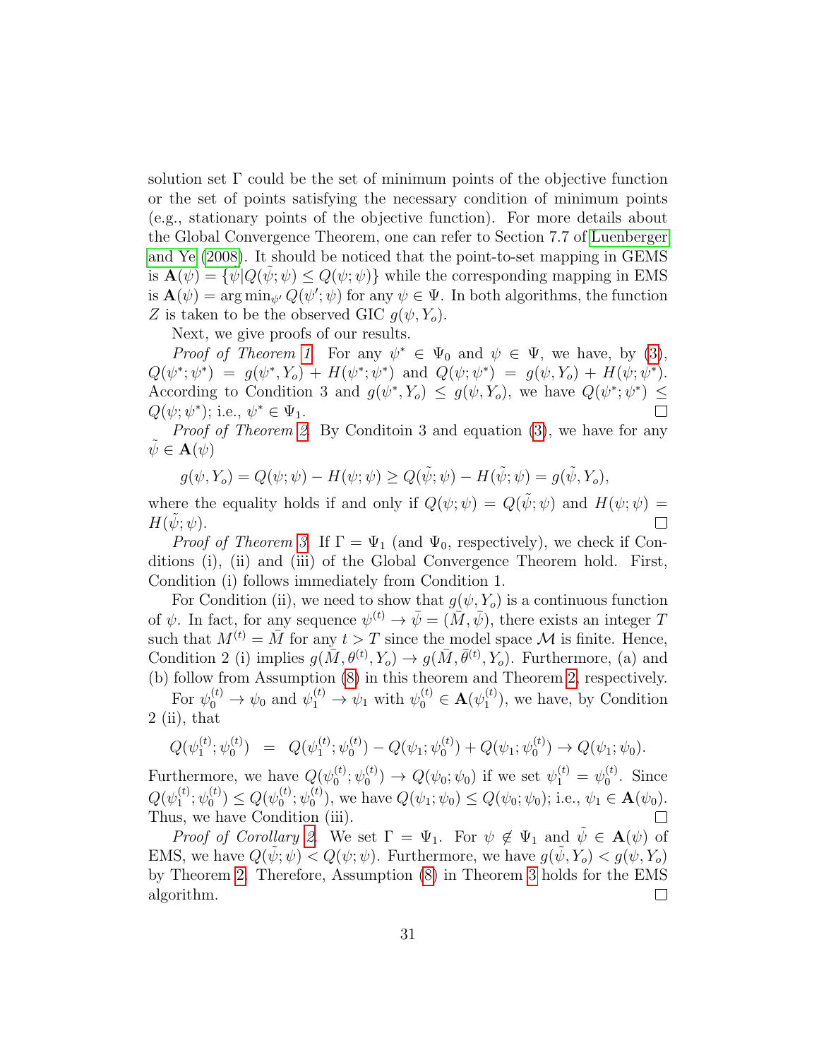solution set $\Gamma$ could be the set of minimum points of the objective function or the set of points satisfying the necessary condition of minimum points (e.g., stationary points of the objective function). For more details about the Global Convergence Theorem, one can refer to Section 7.7 of Luenberger and Ye (2008). It should be noticed that the point-to-set mapping in GEMS is $\mathbf{A}(\psi) = \{\tilde{\psi} | Q(\tilde{\psi}; \psi) \leq Q(\psi; \psi)\}$ while the corresponding mapping in EMS is $\mathbf{A}(\psi) = \arg\min_{\psi'} Q(\psi'; \psi)$ for any $\psi \in \Psi$. In both algorithms, the function $Z$ is taken to be the observed GIC $g(\psi, Y_o)$.

Next, we give proofs of our results.

*Proof of Theorem 1.* For any $\psi^* \in \Psi_0$ and $\psi \in \Psi$, we have, by (3), $Q(\psi^*; \psi^*) = g(\psi^*, Y_o) + H(\psi^*; \psi^*)$ and $Q(\psi; \psi^*) = g(\psi, Y_o) + H(\psi; \psi^*)$. According to Condition 3 and $g(\psi^*, Y_o) \leq g(\psi, Y_o)$, we have $Q(\psi^*; \psi^*) \leq Q(\psi; \psi^*)$; i.e., $\psi^* \in \Psi_1$. □

*Proof of Theorem 2.* By Conditoin 3 and equation (3), we have for any $\tilde{\psi} \in \mathbf{A}(\psi)$

$$g(\psi, Y_o) = Q(\psi; \psi) - H(\psi; \psi) \geq Q(\tilde{\psi}; \psi) - H(\tilde{\psi}; \psi) = g(\tilde{\psi}, Y_o),$$

where the equality holds if and only if $Q(\psi; \psi) = Q(\tilde{\psi}; \psi)$ and $H(\psi; \psi) = H(\tilde{\psi}; \psi)$. □

*Proof of Theorem 3.* If $\Gamma = \Psi_1$ (and $\Psi_0$, respectively), we check if Conditions (i), (ii) and (iii) of the Global Convergence Theorem hold. First, Condition (i) follows immediately from Condition 1.

For Condition (ii), we need to show that $g(\psi, Y_o)$ is a continuous function of $\psi$. In fact, for any sequence $\psi^{(t)} \to \bar{\psi} = (\bar{M}, \bar{\psi})$, there exists an integer $T$ such that $M^{(t)} = \bar{M}$ for any $t > T$ since the model space $\mathcal{M}$ is finite. Hence, Condition 2 (i) implies $g(\bar{M}, \theta^{(t)}, Y_o) \to g(\bar{M}, \bar{\theta}^{(t)}, Y_o)$. Furthermore, (a) and (b) follow from Assumption (8) in this theorem and Theorem 2, respectively.

For $\psi_0^{(t)} \to \psi_0$ and $\psi_1^{(t)} \to \psi_1$ with $\psi_0^{(t)} \in \mathbf{A}(\psi_1^{(t)})$, we have, by Condition 2 (ii), that

$$Q(\psi_1^{(t)}; \psi_0^{(t)}) \;\; = \;\; Q(\psi_1^{(t)}; \psi_0^{(t)}) - Q(\psi_1; \psi_0^{(t)}) + Q(\psi_1; \psi_0^{(t)}) \to Q(\psi_1; \psi_0).$$

Furthermore, we have $Q(\psi_0^{(t)}; \psi_0^{(t)}) \to Q(\psi_0; \psi_0)$ if we set $\psi_1^{(t)} = \psi_0^{(t)}$. Since $Q(\psi_1^{(t)}; \psi_0^{(t)}) \leq Q(\psi_0^{(t)}; \psi_0^{(t)})$, we have $Q(\psi_1; \psi_0) \leq Q(\psi_0; \psi_0)$; i.e., $\psi_1 \in \mathbf{A}(\psi_0)$. Thus, we have Condition (iii). □

*Proof of Corollary 2.* We set $\Gamma = \Psi_1$. For $\psi \notin \Psi_1$ and $\tilde{\psi} \in \mathbf{A}(\psi)$ of EMS, we have $Q(\tilde{\psi}; \psi) < Q(\psi; \psi)$. Furthermore, we have $g(\tilde{\psi}, Y_o) < g(\psi, Y_o)$ by Theorem 2. Therefore, Assumption (8) in Theorem 3 holds for the EMS algorithm. □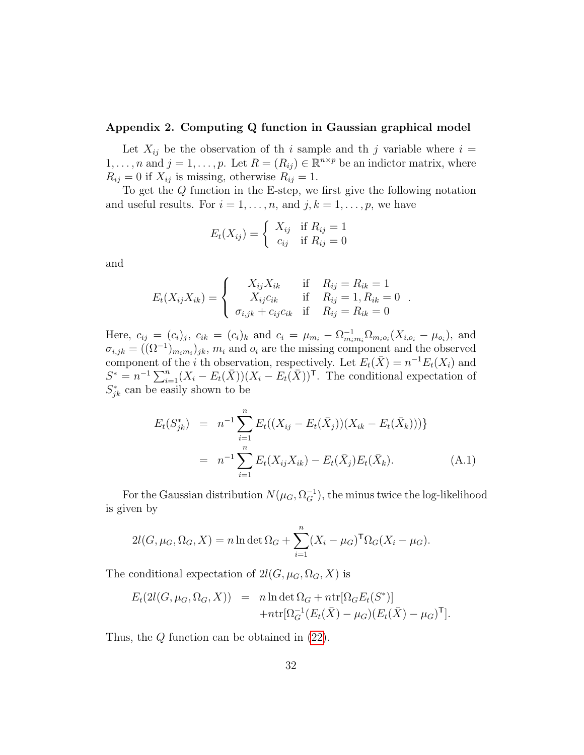### Appendix 2. Computing Q function in Gaussian graphical model

Let $X_{ij}$ be the observation of th $i$ sample and th $j$ variable where $i = 1, \dots, n$ and $j = 1, \dots, p$. Let $R = (R_{ij}) \in \mathbb{R}^{n \times p}$ be an indictor matrix, where $R_{ij} = 0$ if $X_{ij}$ is missing, otherwise $R_{ij} = 1$.

To get the $Q$ function in the E-step, we first give the following notation and useful results. For $i = 1, \dots, n$, and $j, k = 1, \dots, p$, we have

$$E_t(X_{ij}) = \begin{cases} X_{ij} & \text{if } R_{ij} = 1 \\ c_{ij} & \text{if } R_{ij} = 0 \end{cases}$$

and

$$E_t(X_{ij}X_{ik}) = \begin{cases} X_{ij}X_{ik} & \text{if} \quad R_{ij} = R_{ik} = 1 \\ X_{ij}c_{ik} & \text{if} \quad R_{ij} = 1, R_{ik} = 0 \\ \sigma_{i,jk} + c_{ij}c_{ik} & \text{if} \quad R_{ij} = R_{ik} = 0 \end{cases} .$$

Here, $c_{ij} = (c_i)_j$, $c_{ik} = (c_i)_k$ and $c_i = \mu_{m_i} - \Omega^{-1}_{m_i m_i}\Omega_{m_i o_i}(X_{i,o_i} - \mu_{o_i})$, and $\sigma_{i,jk} = ((\Omega^{-1})_{m_i m_i})_{jk}$, $m_i$ and $o_i$ are the missing component and the observed component of the $i$ th observation, respectively. Let $E_t(\bar{X}) = n^{-1}E_t(X_i)$ and $S^* = n^{-1}\sum_{i=1}^{n}(X_i - E_t(\bar{X}))(X_i - E_t(\bar{X}))^\mathsf{T}$. The conditional expectation of $S^*_{jk}$ can be easily shown to be

$$\begin{aligned} E_t(S^*_{jk}) &= n^{-1}\sum_{i=1}^{n} E_t((X_{ij} - E_t(\bar{X}_j))(X_{ik} - E_t(\bar{X}_k)))\} \\ &= n^{-1}\sum_{i=1}^{n} E_t(X_{ij}X_{ik}) - E_t(\bar{X}_j)E_t(\bar{X}_k). \end{aligned} \tag{A.1}$$

For the Gaussian distribution $N(\mu_G, \Omega_G^{-1})$, the minus twice the log-likelihood is given by

$$2l(G, \mu_G, \Omega_G, X) = n \ln \det \Omega_G + \sum_{i=1}^{n}(X_i - \mu_G)^\mathsf{T}\Omega_G(X_i - \mu_G).$$

The conditional expectation of $2l(G, \mu_G, \Omega_G, X)$ is

$$\begin{aligned} E_t(2l(G, \mu_G, \Omega_G, X)) &= n \ln \det \Omega_G + n\mathrm{tr}[\Omega_G E_t(S^*)] \\ &\quad + n\mathrm{tr}[\Omega_G^{-1}(E_t(\bar{X}) - \mu_G)(E_t(\bar{X}) - \mu_G)^\mathsf{T}]. \end{aligned}$$

Thus, the $Q$ function can be obtained in (22).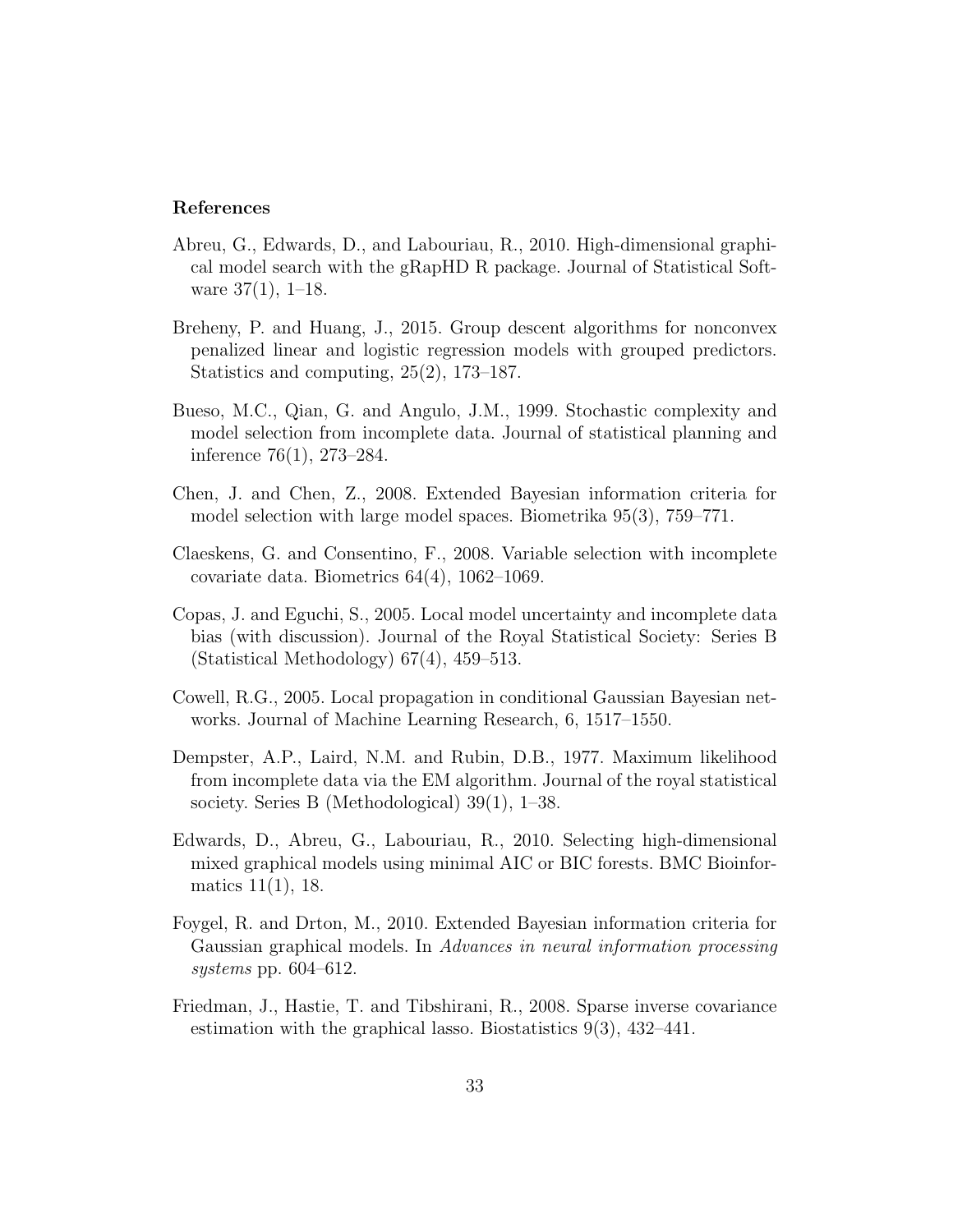## References

Abreu, G., Edwards, D., and Labouriau, R., 2010. High-dimensional graphical model search with the gRapHD R package. Journal of Statistical Software 37(1), 1–18.

Breheny, P. and Huang, J., 2015. Group descent algorithms for nonconvex penalized linear and logistic regression models with grouped predictors. Statistics and computing, 25(2), 173–187.

Bueso, M.C., Qian, G. and Angulo, J.M., 1999. Stochastic complexity and model selection from incomplete data. Journal of statistical planning and inference 76(1), 273–284.

Chen, J. and Chen, Z., 2008. Extended Bayesian information criteria for model selection with large model spaces. Biometrika 95(3), 759–771.

Claeskens, G. and Consentino, F., 2008. Variable selection with incomplete covariate data. Biometrics 64(4), 1062–1069.

Copas, J. and Eguchi, S., 2005. Local model uncertainty and incomplete data bias (with discussion). Journal of the Royal Statistical Society: Series B (Statistical Methodology) 67(4), 459–513.

Cowell, R.G., 2005. Local propagation in conditional Gaussian Bayesian networks. Journal of Machine Learning Research, 6, 1517–1550.

Dempster, A.P., Laird, N.M. and Rubin, D.B., 1977. Maximum likelihood from incomplete data via the EM algorithm. Journal of the royal statistical society. Series B (Methodological) 39(1), 1–38.

Edwards, D., Abreu, G., Labouriau, R., 2010. Selecting high-dimensional mixed graphical models using minimal AIC or BIC forests. BMC Bioinformatics 11(1), 18.

Foygel, R. and Drton, M., 2010. Extended Bayesian information criteria for Gaussian graphical models. In *Advances in neural information processing systems* pp. 604–612.

Friedman, J., Hastie, T. and Tibshirani, R., 2008. Sparse inverse covariance estimation with the graphical lasso. Biostatistics 9(3), 432–441.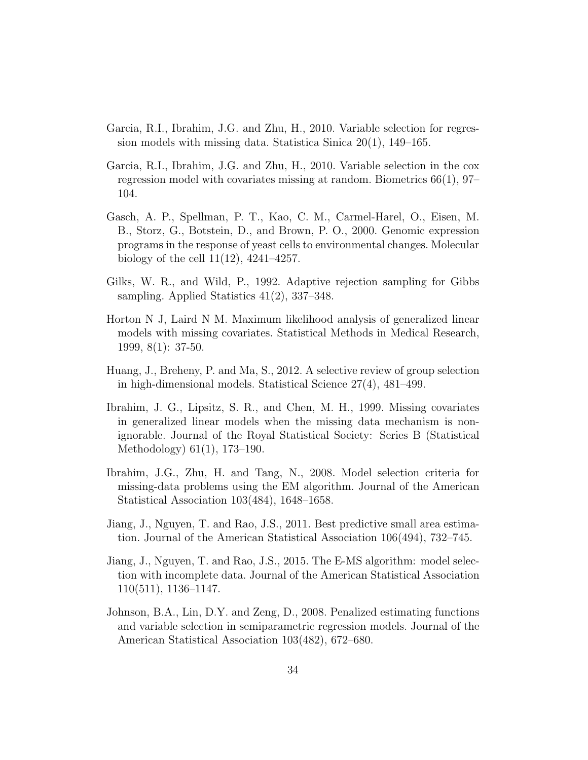Garcia, R.I., Ibrahim, J.G. and Zhu, H., 2010. Variable selection for regression models with missing data. Statistica Sinica 20(1), 149–165.

Garcia, R.I., Ibrahim, J.G. and Zhu, H., 2010. Variable selection in the cox regression model with covariates missing at random. Biometrics 66(1), 97–104.

Gasch, A. P., Spellman, P. T., Kao, C. M., Carmel-Harel, O., Eisen, M. B., Storz, G., Botstein, D., and Brown, P. O., 2000. Genomic expression programs in the response of yeast cells to environmental changes. Molecular biology of the cell 11(12), 4241–4257.

Gilks, W. R., and Wild, P., 1992. Adaptive rejection sampling for Gibbs sampling. Applied Statistics 41(2), 337–348.

Horton N J, Laird N M. Maximum likelihood analysis of generalized linear models with missing covariates. Statistical Methods in Medical Research, 1999, 8(1): 37-50.

Huang, J., Breheny, P. and Ma, S., 2012. A selective review of group selection in high-dimensional models. Statistical Science 27(4), 481–499.

Ibrahim, J. G., Lipsitz, S. R., and Chen, M. H., 1999. Missing covariates in generalized linear models when the missing data mechanism is non-ignorable. Journal of the Royal Statistical Society: Series B (Statistical Methodology) 61(1), 173–190.

Ibrahim, J.G., Zhu, H. and Tang, N., 2008. Model selection criteria for missing-data problems using the EM algorithm. Journal of the American Statistical Association 103(484), 1648–1658.

Jiang, J., Nguyen, T. and Rao, J.S., 2011. Best predictive small area estimation. Journal of the American Statistical Association 106(494), 732–745.

Jiang, J., Nguyen, T. and Rao, J.S., 2015. The E-MS algorithm: model selection with incomplete data. Journal of the American Statistical Association 110(511), 1136–1147.

Johnson, B.A., Lin, D.Y. and Zeng, D., 2008. Penalized estimating functions and variable selection in semiparametric regression models. Journal of the American Statistical Association 103(482), 672–680.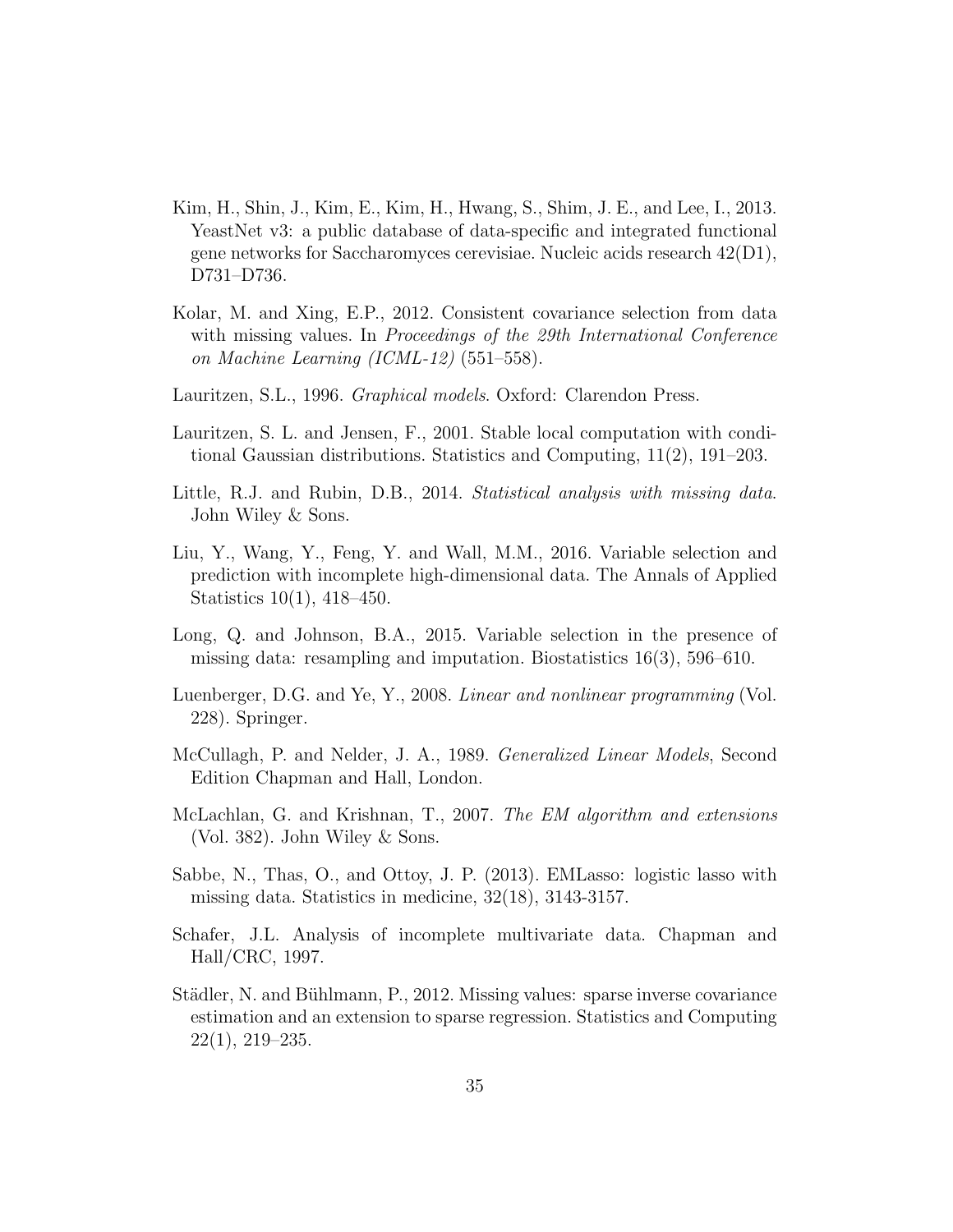Kim, H., Shin, J., Kim, E., Kim, H., Hwang, S., Shim, J. E., and Lee, I., 2013. YeastNet v3: a public database of data-specific and integrated functional gene networks for Saccharomyces cerevisiae. Nucleic acids research 42(D1), D731–D736.

Kolar, M. and Xing, E.P., 2012. Consistent covariance selection from data with missing values. In *Proceedings of the 29th International Conference on Machine Learning (ICML-12)* (551–558).

Lauritzen, S.L., 1996. *Graphical models*. Oxford: Clarendon Press.

Lauritzen, S. L. and Jensen, F., 2001. Stable local computation with conditional Gaussian distributions. Statistics and Computing, 11(2), 191–203.

Little, R.J. and Rubin, D.B., 2014. *Statistical analysis with missing data*. John Wiley & Sons.

Liu, Y., Wang, Y., Feng, Y. and Wall, M.M., 2016. Variable selection and prediction with incomplete high-dimensional data. The Annals of Applied Statistics 10(1), 418–450.

Long, Q. and Johnson, B.A., 2015. Variable selection in the presence of missing data: resampling and imputation. Biostatistics 16(3), 596–610.

Luenberger, D.G. and Ye, Y., 2008. *Linear and nonlinear programming* (Vol. 228). Springer.

McCullagh, P. and Nelder, J. A., 1989. *Generalized Linear Models*, Second Edition Chapman and Hall, London.

McLachlan, G. and Krishnan, T., 2007. *The EM algorithm and extensions* (Vol. 382). John Wiley & Sons.

Sabbe, N., Thas, O., and Ottoy, J. P. (2013). EMLasso: logistic lasso with missing data. Statistics in medicine, 32(18), 3143-3157.

Schafer, J.L. Analysis of incomplete multivariate data. Chapman and Hall/CRC, 1997.

Städler, N. and Bühlmann, P., 2012. Missing values: sparse inverse covariance estimation and an extension to sparse regression. Statistics and Computing 22(1), 219–235.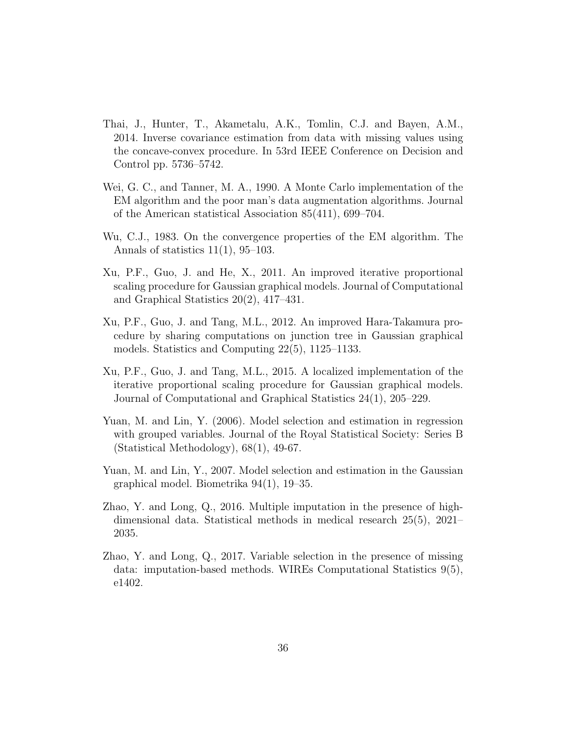Thai, J., Hunter, T., Akametalu, A.K., Tomlin, C.J. and Bayen, A.M., 2014. Inverse covariance estimation from data with missing values using the concave-convex procedure. In 53rd IEEE Conference on Decision and Control pp. 5736–5742.

Wei, G. C., and Tanner, M. A., 1990. A Monte Carlo implementation of the EM algorithm and the poor man's data augmentation algorithms. Journal of the American statistical Association 85(411), 699–704.

Wu, C.J., 1983. On the convergence properties of the EM algorithm. The Annals of statistics 11(1), 95–103.

Xu, P.F., Guo, J. and He, X., 2011. An improved iterative proportional scaling procedure for Gaussian graphical models. Journal of Computational and Graphical Statistics 20(2), 417–431.

Xu, P.F., Guo, J. and Tang, M.L., 2012. An improved Hara-Takamura procedure by sharing computations on junction tree in Gaussian graphical models. Statistics and Computing 22(5), 1125–1133.

Xu, P.F., Guo, J. and Tang, M.L., 2015. A localized implementation of the iterative proportional scaling procedure for Gaussian graphical models. Journal of Computational and Graphical Statistics 24(1), 205–229.

Yuan, M. and Lin, Y. (2006). Model selection and estimation in regression with grouped variables. Journal of the Royal Statistical Society: Series B (Statistical Methodology), 68(1), 49-67.

Yuan, M. and Lin, Y., 2007. Model selection and estimation in the Gaussian graphical model. Biometrika 94(1), 19–35.

Zhao, Y. and Long, Q., 2016. Multiple imputation in the presence of high-dimensional data. Statistical methods in medical research 25(5), 2021–2035.

Zhao, Y. and Long, Q., 2017. Variable selection in the presence of missing data: imputation-based methods. WIREs Computational Statistics 9(5), e1402.